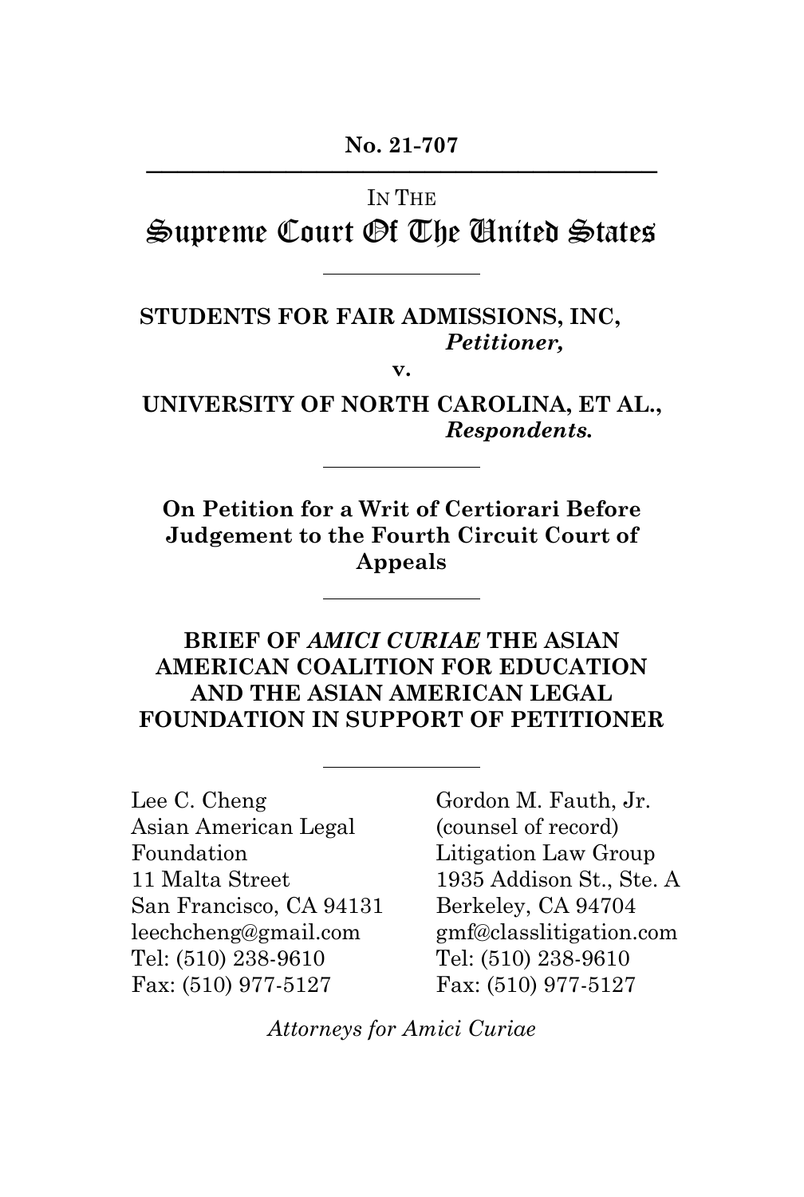**No. 21-707**

---

IN THE

# Supreme Court Of The United States

---

**STUDENTS FOR FAIR ADMISSIONS, INC,**
***Petitioner,***

**v.**

**UNIVERSITY OF NORTH CAROLINA, ET AL.,**
***Respondents.***

---

**On Petition for a Writ of Certiorari Before Judgement to the Fourth Circuit Court of Appeals**

---

**BRIEF OF *AMICI CURIAE* THE ASIAN AMERICAN COALITION FOR EDUCATION AND THE ASIAN AMERICAN LEGAL FOUNDATION IN SUPPORT OF PETITIONER**

---

Lee C. Cheng
Asian American Legal Foundation
11 Malta Street
San Francisco, CA 94131
leechcheng@gmail.com
Tel: (510) 238-9610
Fax: (510) 977-5127

Gordon M. Fauth, Jr.
(counsel of record)
Litigation Law Group
1935 Addison St., Ste. A
Berkeley, CA 94704
gmf@classlitigation.com
Tel: (510) 238-9610
Fax: (510) 977-5127

*Attorneys for Amici Curiae*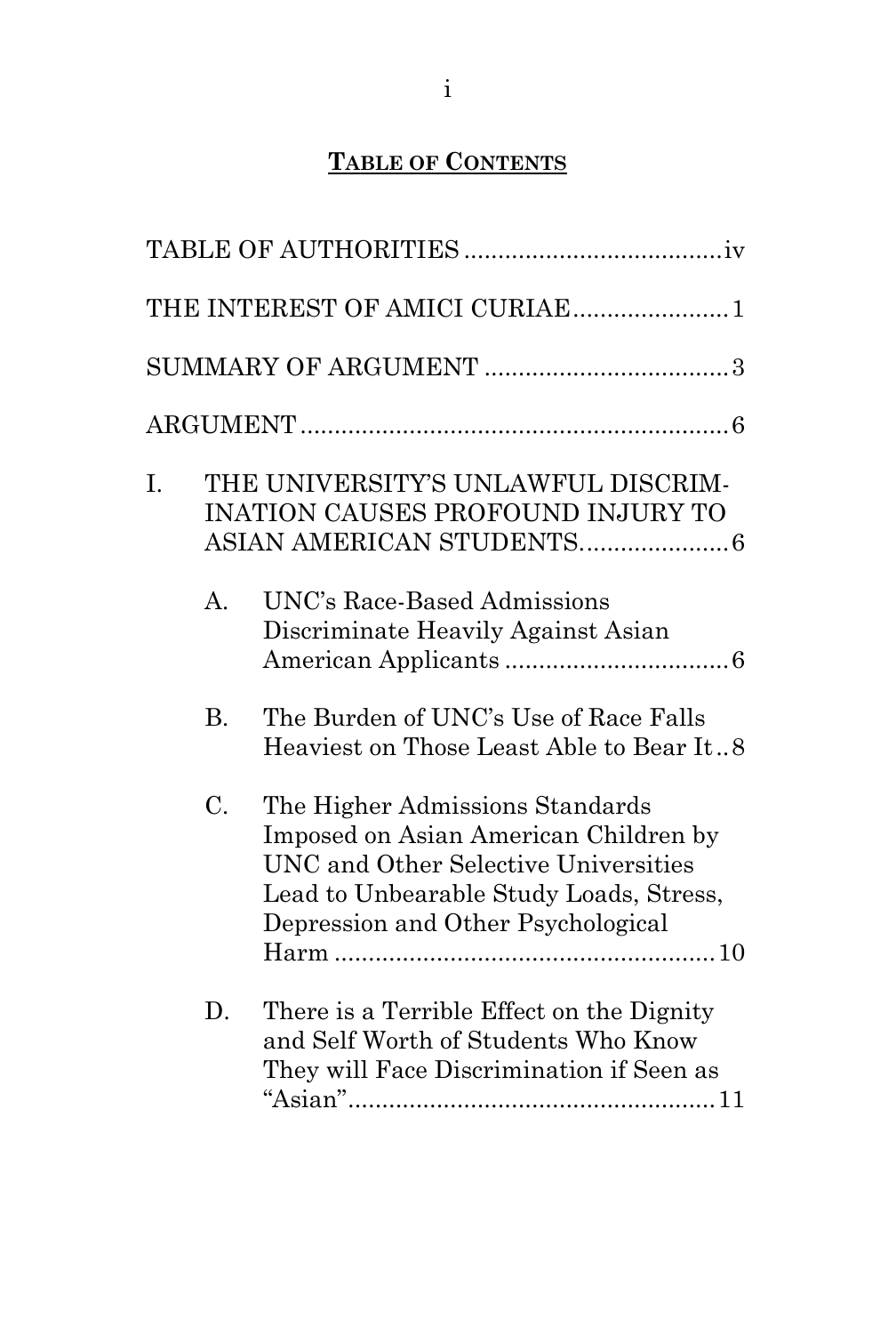# TABLE OF CONTENTS

TABLE OF AUTHORITIES .................................... iv

THE INTEREST OF AMICI CURIAE ....................... 1

SUMMARY OF ARGUMENT .................................... 3

ARGUMENT ............................................................... 6

I. THE UNIVERSITY'S UNLAWFUL DISCRIMINATION CAUSES PROFOUND INJURY TO ASIAN AMERICAN STUDENTS ...................... 6

   A. UNC's Race-Based Admissions Discriminate Heavily Against Asian American Applicants ................................. 6

   B. The Burden of UNC's Use of Race Falls Heaviest on Those Least Able to Bear It .. 8

   C. The Higher Admissions Standards Imposed on Asian American Children by UNC and Other Selective Universities Lead to Unbearable Study Loads, Stress, Depression and Other Psychological Harm ......................................................... 10

   D. There is a Terrible Effect on the Dignity and Self Worth of Students Who Know They will Face Discrimination if Seen as "Asian" ....................................................... 11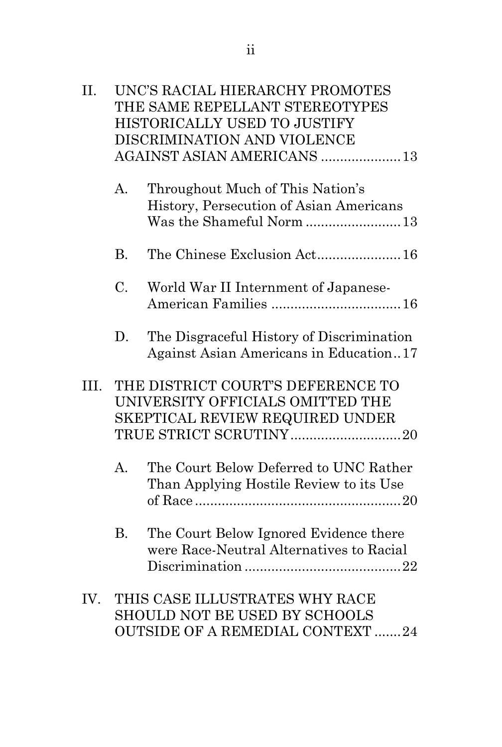II. UNC'S RACIAL HIERARCHY PROMOTES THE SAME REPELLANT STEREOTYPES HISTORICALLY USED TO JUSTIFY DISCRIMINATION AND VIOLENCE AGAINST ASIAN AMERICANS ..................... 13

   A. Throughout Much of This Nation's History, Persecution of Asian Americans Was the Shameful Norm ......................... 13

   B. The Chinese Exclusion Act...................... 16

   C. World War II Internment of Japanese-American Families .................................. 16

   D. The Disgraceful History of Discrimination Against Asian Americans in Education.. 17

III. THE DISTRICT COURT'S DEFERENCE TO UNIVERSITY OFFICIALS OMITTED THE SKEPTICAL REVIEW REQUIRED UNDER TRUE STRICT SCRUTINY............................. 20

   A. The Court Below Deferred to UNC Rather Than Applying Hostile Review to its Use of Race ...................................................... 20

   B. The Court Below Ignored Evidence there were Race-Neutral Alternatives to Racial Discrimination ......................................... 22

IV. THIS CASE ILLUSTRATES WHY RACE SHOULD NOT BE USED BY SCHOOLS OUTSIDE OF A REMEDIAL CONTEXT ....... 24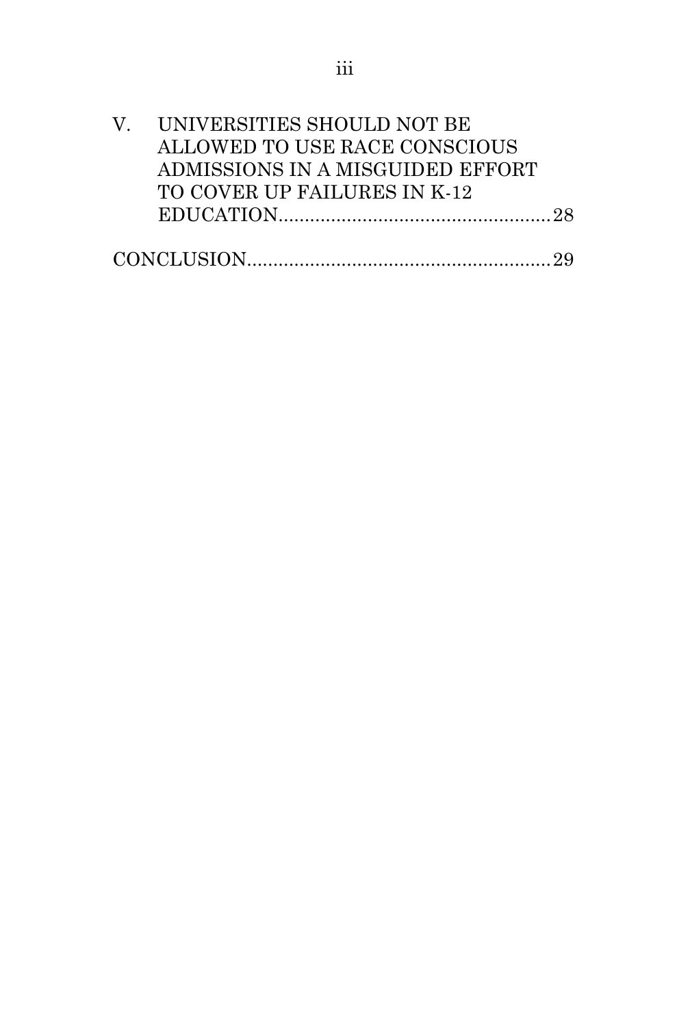V. UNIVERSITIES SHOULD NOT BE ALLOWED TO USE RACE CONSCIOUS ADMISSIONS IN A MISGUIDED EFFORT TO COVER UP FAILURES IN K-12 EDUCATION.................................................28

CONCLUSION.......................................................29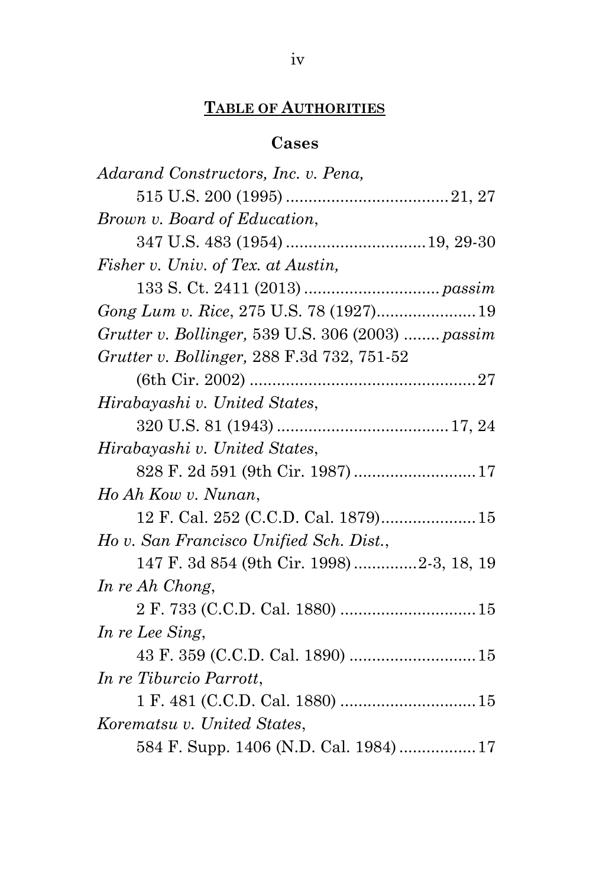## TABLE OF AUTHORITIES

### Cases

*Adarand Constructors, Inc. v. Pena,*
515 U.S. 200 (1995) .................................... 21, 27

*Brown v. Board of Education*,
347 U.S. 483 (1954) ............................... 19, 29-30

*Fisher v. Univ. of Tex. at Austin,*
133 S. Ct. 2411 (2013) .............................. *passim*

*Gong Lum v. Rice*, 275 U.S. 78 (1927)...................... 19

*Grutter v. Bollinger,* 539 U.S. 306 (2003) ........ *passim*

*Grutter v. Bollinger,* 288 F.3d 732, 751-52
(6th Cir. 2002) .................................................. 27

*Hirabayashi v. United States*,
320 U.S. 81 (1943) ...................................... 17, 24

*Hirabayashi v. United States*,
828 F. 2d 591 (9th Cir. 1987) ........................... 17

*Ho Ah Kow v. Nunan*,
12 F. Cal. 252 (C.C.D. Cal. 1879)..................... 15

*Ho v. San Francisco Unified Sch. Dist.*,
147 F. 3d 854 (9th Cir. 1998) ..............2-3, 18, 19

*In re Ah Chong*,
2 F. 733 (C.C.D. Cal. 1880) .............................. 15

*In re Lee Sing*,
43 F. 359 (C.C.D. Cal. 1890) ............................ 15

*In re Tiburcio Parrott*,
1 F. 481 (C.C.D. Cal. 1880) .............................. 15

*Korematsu v. United States*,
584 F. Supp. 1406 (N.D. Cal. 1984) ................. 17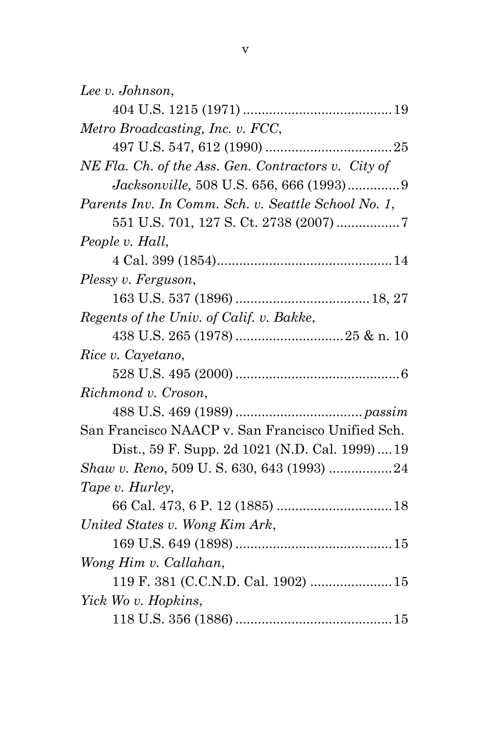*Lee v. Johnson*,
404 U.S. 1215 (1971) ........................................ 19

*Metro Broadcasting, Inc. v. FCC*,
497 U.S. 547, 612 (1990) .................................. 25

*NE Fla. Ch. of the Ass. Gen. Contractors v. City of Jacksonville,* 508 U.S. 656, 666 (1993) .............. 9

*Parents Inv. In Comm. Sch. v. Seattle School No. 1*,
551 U.S. 701, 127 S. Ct. 2738 (2007) ................. 7

*People v. Hall*,
4 Cal. 399 (1854)............................................... 14

*Plessy v. Ferguson*,
163 U.S. 537 (1896) .................................... 18, 27

*Regents of the Univ. of Calif. v. Bakke*,
438 U.S. 265 (1978) ............................. 25 & n. 10

*Rice v. Cayetano*,
528 U.S. 495 (2000) ............................................ 6

*Richmond v. Croson*,
488 U.S. 469 (1989) ................................. *passim*

San Francisco NAACP v. San Francisco Unified Sch. Dist., 59 F. Supp. 2d 1021 (N.D. Cal. 1999) .... 19

*Shaw v. Reno*, 509 U. S. 630, 643 (1993) ................. 24

*Tape v. Hurley*,
66 Cal. 473, 6 P. 12 (1885) ............................... 18

*United States v. Wong Kim Ark*,
169 U.S. 649 (1898) .......................................... 15

*Wong Him v. Callahan*,
119 F. 381 (C.C.N.D. Cal. 1902) ...................... 15

*Yick Wo v. Hopkins*,
118 U.S. 356 (1886) .......................................... 15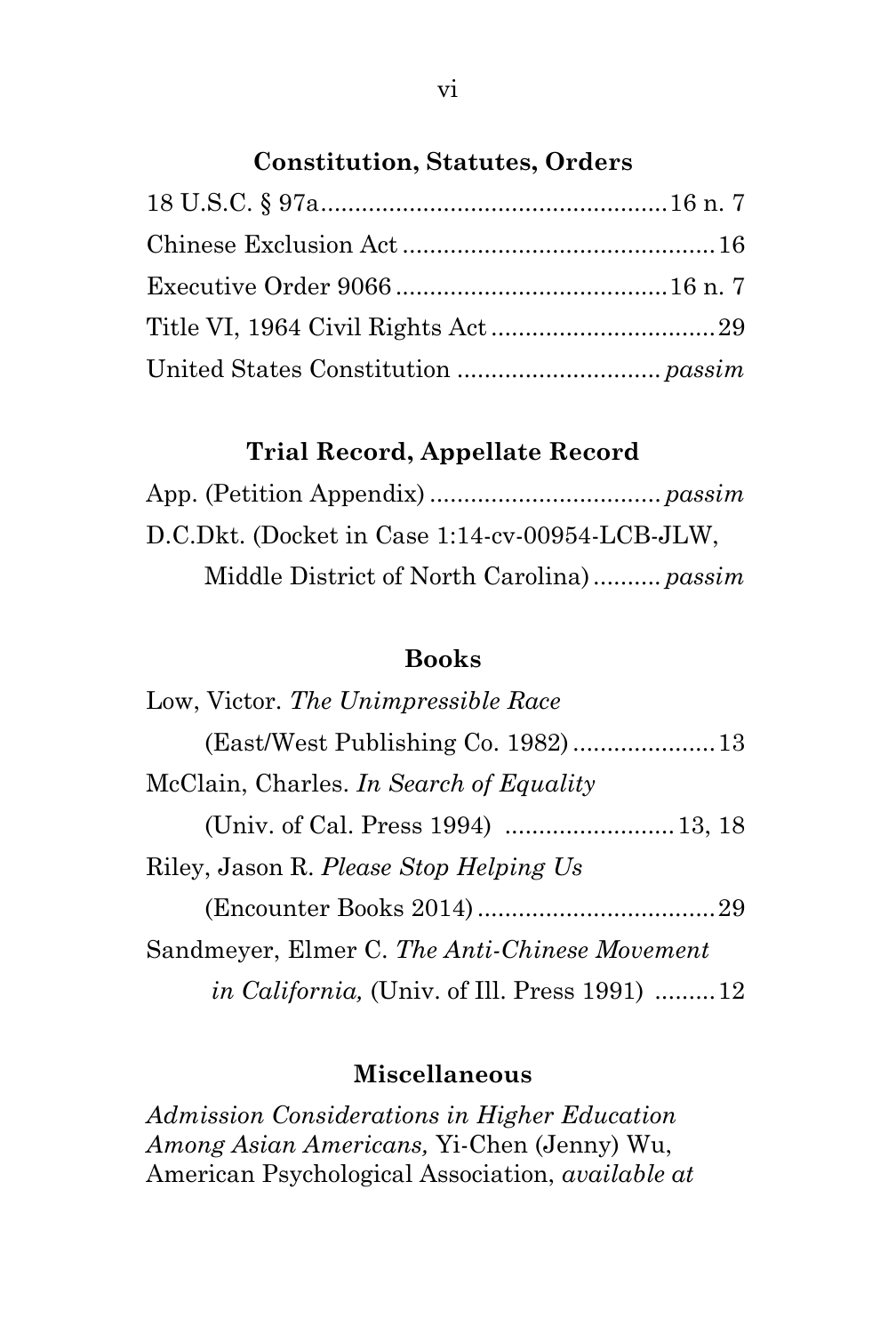### Constitution, Statutes, Orders

18 U.S.C. § 97a .................................................. 16 n. 7

Chinese Exclusion Act ............................................. 16

Executive Order 9066 ....................................... 16 n. 7

Title VI, 1964 Civil Rights Act ................................ 29

United States Constitution ............................. *passim*

### Trial Record, Appellate Record

App. (Petition Appendix) ................................. *passim*

D.C.Dkt. (Docket in Case 1:14-cv-00954-LCB-JLW, Middle District of North Carolina) .......... *passim*

### Books

Low, Victor. *The Unimpressible Race* (East/West Publishing Co. 1982) ..................... 13

McClain, Charles. *In Search of Equality* (Univ. of Cal. Press 1994) ......................... 13, 18

Riley, Jason R. *Please Stop Helping Us* (Encounter Books 2014) .................................. 29

Sandmeyer, Elmer C. *The Anti-Chinese Movement in California,* (Univ. of Ill. Press 1991) ......... 12

### Miscellaneous

*Admission Considerations in Higher Education Among Asian Americans,* Yi-Chen (Jenny) Wu, American Psychological Association, *available at*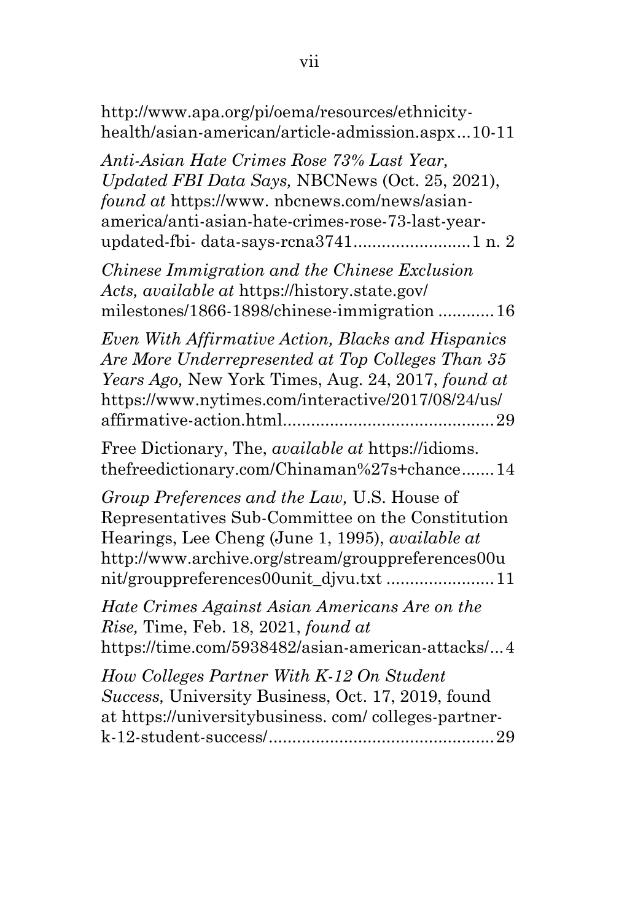http://www.apa.org/pi/oema/resources/ethnicity-health/asian-american/article-admission.aspx...10-11

*Anti-Asian Hate Crimes Rose 73% Last Year, Updated FBI Data Says,* NBCNews (Oct. 25, 2021), *found at* https://www. nbcnews.com/news/asian-america/anti-asian-hate-crimes-rose-73-last-year-updated-fbi- data-says-rcna3741........................1 n. 2

*Chinese Immigration and the Chinese Exclusion Acts, available at* https://history.state.gov/ milestones/1866-1898/chinese-immigration ...........16

*Even With Affirmative Action, Blacks and Hispanics Are More Underrepresented at Top Colleges Than 35 Years Ago,* New York Times, Aug. 24, 2017, *found at* https://www.nytimes.com/interactive/2017/08/24/us/ affirmative-action.html...........................................29

Free Dictionary, The, *available at* https://idioms. thefreedictionary.com/Chinaman%27s+chance.......14

*Group Preferences and the Law,* U.S. House of Representatives Sub-Committee on the Constitution Hearings, Lee Cheng (June 1, 1995), *available at* http://www.archive.org/stream/grouppreferences00u nit/grouppreferences00unit_djvu.txt ......................11

*Hate Crimes Against Asian Americans Are on the Rise,* Time, Feb. 18, 2021, *found at* https://time.com/5938482/asian-american-attacks/...4

*How Colleges Partner With K-12 On Student Success,* University Business, Oct. 17, 2019, found at https://universitybusiness. com/ colleges-partner-k-12-student-success/...............................................29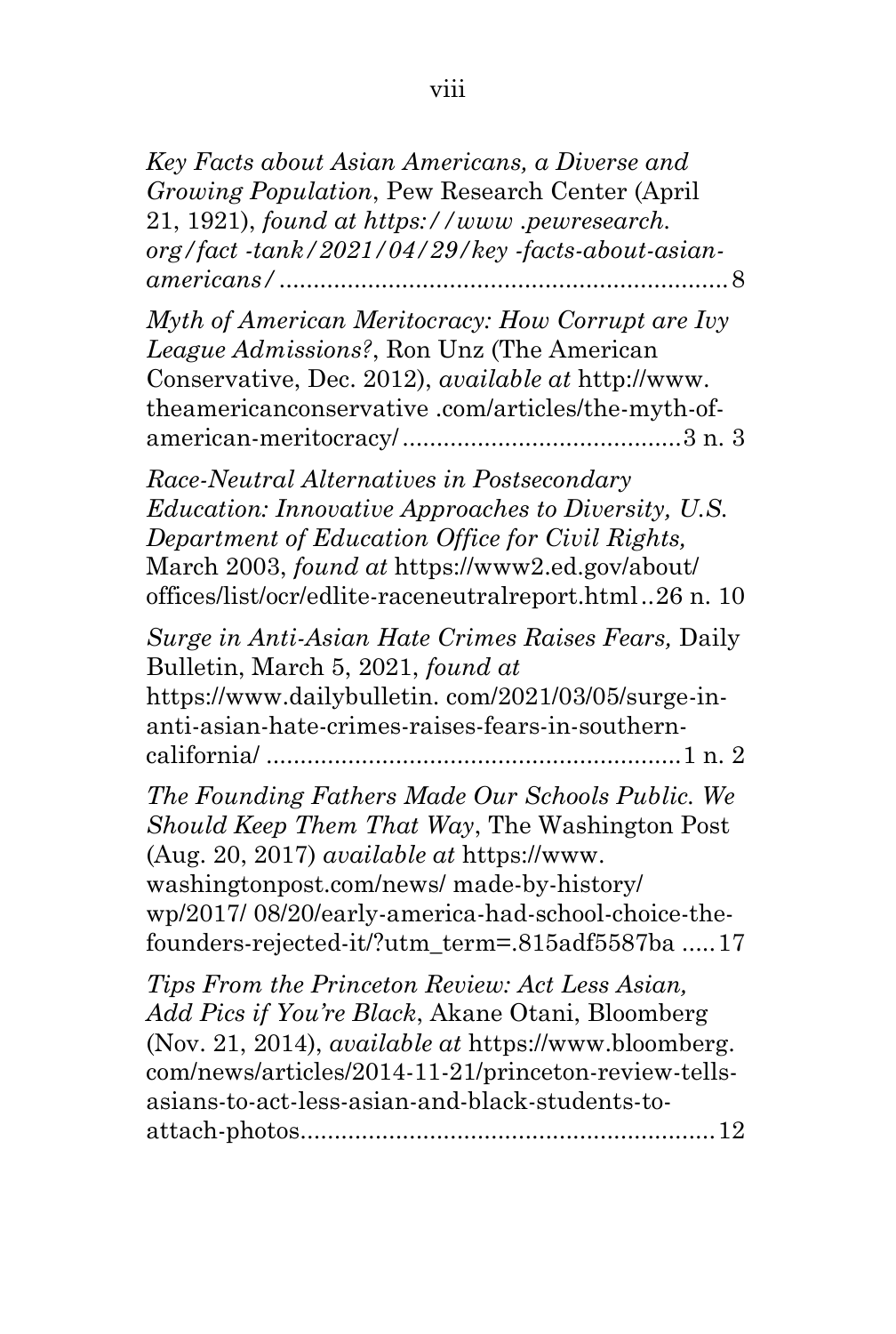*Key Facts about Asian Americans, a Diverse and Growing Population*, Pew Research Center (April 21, 1921), *found at https://www .pewresearch. org/fact -tank/2021/04/29/key -facts-about-asian-americans/* ................................................................. 8

*Myth of American Meritocracy: How Corrupt are Ivy League Admissions?*, Ron Unz (The American Conservative, Dec. 2012), *available at* http://www. theamericanconservative .com/articles/the-myth-of-american-meritocracy/ ........................................ 3 n. 3

*Race-Neutral Alternatives in Postsecondary Education: Innovative Approaches to Diversity, U.S. Department of Education Office for Civil Rights,* March 2003, *found at* https://www2.ed.gov/about/ offices/list/ocr/edlite-raceneutralreport.html .. 26 n. 10

*Surge in Anti-Asian Hate Crimes Raises Fears,* Daily Bulletin, March 5, 2021, *found at* https://www.dailybulletin. com/2021/03/05/surge-in-anti-asian-hate-crimes-raises-fears-in-southern-california/ ............................................................ 1 n. 2

*The Founding Fathers Made Our Schools Public. We Should Keep Them That Way*, The Washington Post (Aug. 20, 2017) *available at* https://www. washingtonpost.com/news/ made-by-history/ wp/2017/ 08/20/early-america-had-school-choice-the-founders-rejected-it/?utm_term=.815adf5587ba ..... 17

*Tips From the Princeton Review: Act Less Asian, Add Pics if You're Black*, Akane Otani, Bloomberg (Nov. 21, 2014), *available at* https://www.bloomberg. com/news/articles/2014-11-21/princeton-review-tells-asians-to-act-less-asian-and-black-students-to-attach-photos............................................................ 12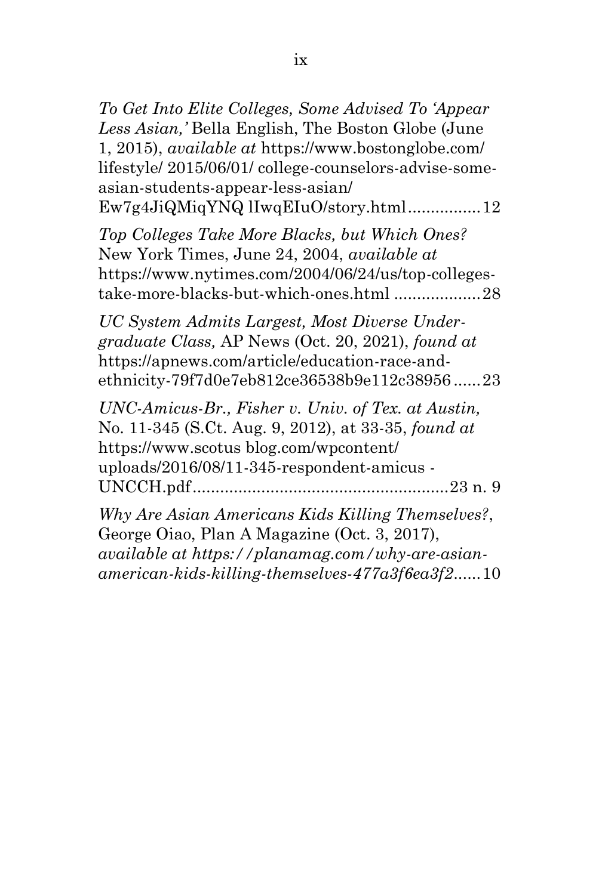*To Get Into Elite Colleges, Some Advised To 'Appear Less Asian,'* Bella English, The Boston Globe (June 1, 2015), *available at* https://www.bostonglobe.com/ lifestyle/ 2015/06/01/ college-counselors-advise-some-asian-students-appear-less-asian/ Ew7g4JiQMiqYNQ lIwqEIuO/story.html................12

*Top Colleges Take More Blacks, but Which Ones?* New York Times, June 24, 2004, *available at* https://www.nytimes.com/2004/06/24/us/top-colleges-take-more-blacks-but-which-ones.html ...................28

*UC System Admits Largest, Most Diverse Undergraduate Class,* AP News (Oct. 20, 2021), *found at* https://apnews.com/article/education-race-and-ethnicity-79f7d0e7eb812ce36538b9e112c38956......23

*UNC-Amicus-Br., Fisher v. Univ. of Tex. at Austin,* No. 11-345 (S.Ct. Aug. 9, 2012), at 33-35, *found at* https://www.scotus blog.com/wpcontent/ uploads/2016/08/11-345-respondent-amicus - UNCCH.pdf.......................................................23 n. 9

*Why Are Asian Americans Kids Killing Themselves?*, George Oiao, Plan A Magazine (Oct. 3, 2017), *available at https://planamag.com/why-are-asian-american-kids-killing-themselves-477a3f6ea3f2*......10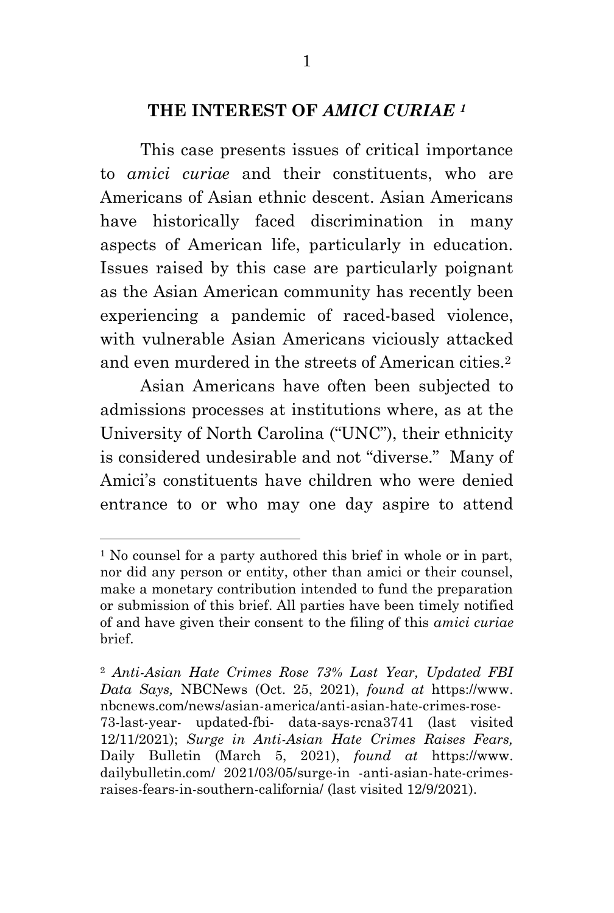## THE INTEREST OF *AMICI CURIAE* [1]

This case presents issues of critical importance to *amici curiae* and their constituents, who are Americans of Asian ethnic descent. Asian Americans have historically faced discrimination in many aspects of American life, particularly in education. Issues raised by this case are particularly poignant as the Asian American community has recently been experiencing a pandemic of raced-based violence, with vulnerable Asian Americans viciously attacked and even murdered in the streets of American cities.[2]

Asian Americans have often been subjected to admissions processes at institutions where, as at the University of North Carolina ("UNC"), their ethnicity is considered undesirable and not "diverse." Many of Amici's constituents have children who were denied entrance to or who may one day aspire to attend

---

[1] No counsel for a party authored this brief in whole or in part, nor did any person or entity, other than amici or their counsel, make a monetary contribution intended to fund the preparation or submission of this brief. All parties have been timely notified of and have given their consent to the filing of this *amici curiae* brief.

[2] *Anti-Asian Hate Crimes Rose 73% Last Year, Updated FBI Data Says,* NBCNews (Oct. 25, 2021), *found at* https://www.nbcnews.com/news/asian-america/anti-asian-hate-crimes-rose-73-last-year- updated-fbi- data-says-rcna3741 (last visited 12/11/2021); *Surge in Anti-Asian Hate Crimes Raises Fears,* Daily Bulletin (March 5, 2021), *found at* https://www.dailybulletin.com/ 2021/03/05/surge-in -anti-asian-hate-crimes-raises-fears-in-southern-california/ (last visited 12/9/2021).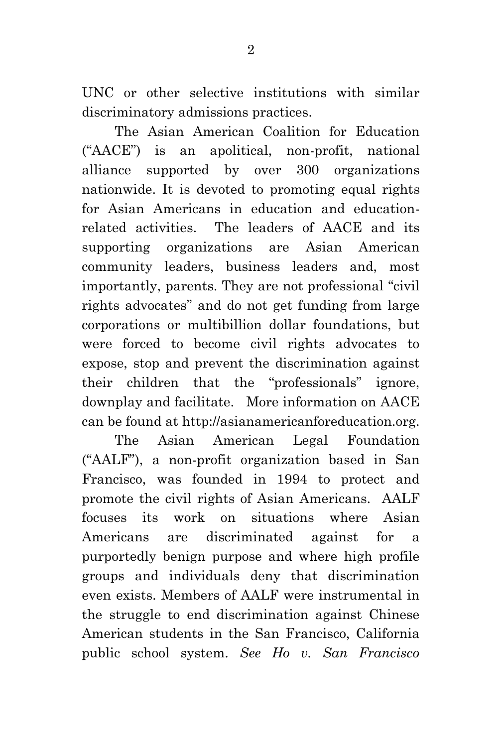UNC or other selective institutions with similar discriminatory admissions practices.

The Asian American Coalition for Education ("AACE") is an apolitical, non-profit, national alliance supported by over 300 organizations nationwide. It is devoted to promoting equal rights for Asian Americans in education and education-related activities. The leaders of AACE and its supporting organizations are Asian American community leaders, business leaders and, most importantly, parents. They are not professional "civil rights advocates" and do not get funding from large corporations or multibillion dollar foundations, but were forced to become civil rights advocates to expose, stop and prevent the discrimination against their children that the "professionals" ignore, downplay and facilitate. More information on AACE can be found at http://asianamericanforeducation.org.

The Asian American Legal Foundation ("AALF"), a non-profit organization based in San Francisco, was founded in 1994 to protect and promote the civil rights of Asian Americans. AALF focuses its work on situations where Asian Americans are discriminated against for a purportedly benign purpose and where high profile groups and individuals deny that discrimination even exists. Members of AALF were instrumental in the struggle to end discrimination against Chinese American students in the San Francisco, California public school system. *See Ho v. San Francisco*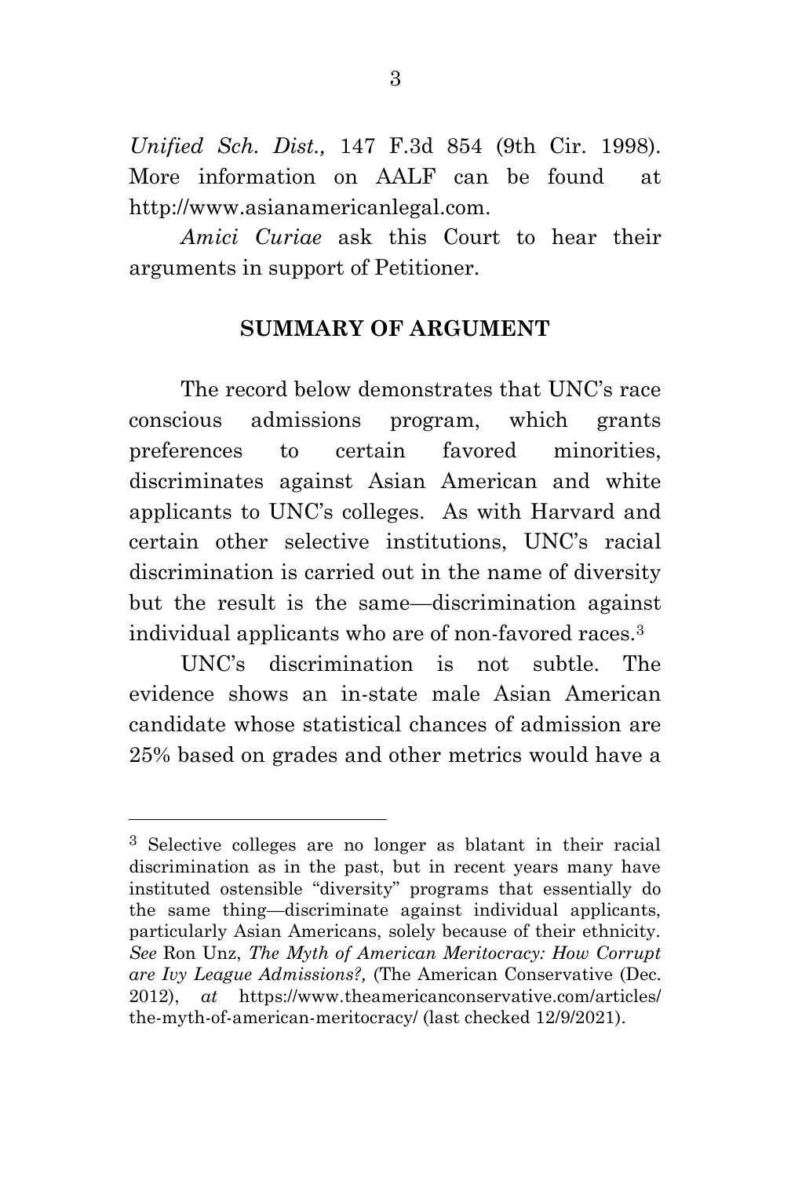*Unified Sch. Dist.,* 147 F.3d 854 (9th Cir. 1998). More information on AALF can be found at http://www.asianamericanlegal.com.

*Amici Curiae* ask this Court to hear their arguments in support of Petitioner.

## SUMMARY OF ARGUMENT

The record below demonstrates that UNC's race conscious admissions program, which grants preferences to certain favored minorities, discriminates against Asian American and white applicants to UNC's colleges. As with Harvard and certain other selective institutions, UNC's racial discrimination is carried out in the name of diversity but the result is the same—discrimination against individual applicants who are of non-favored races.[3]

UNC's discrimination is not subtle. The evidence shows an in-state male Asian American candidate whose statistical chances of admission are 25% based on grades and other metrics would have a

---

[3] Selective colleges are no longer as blatant in their racial discrimination as in the past, but in recent years many have instituted ostensible "diversity" programs that essentially do the same thing—discriminate against individual applicants, particularly Asian Americans, solely because of their ethnicity. *See* Ron Unz, *The Myth of American Meritocracy: How Corrupt are Ivy League Admissions?,* (The American Conservative (Dec. 2012), *at* https://www.theamericanconservative.com/articles/the-myth-of-american-meritocracy/ (last checked 12/9/2021).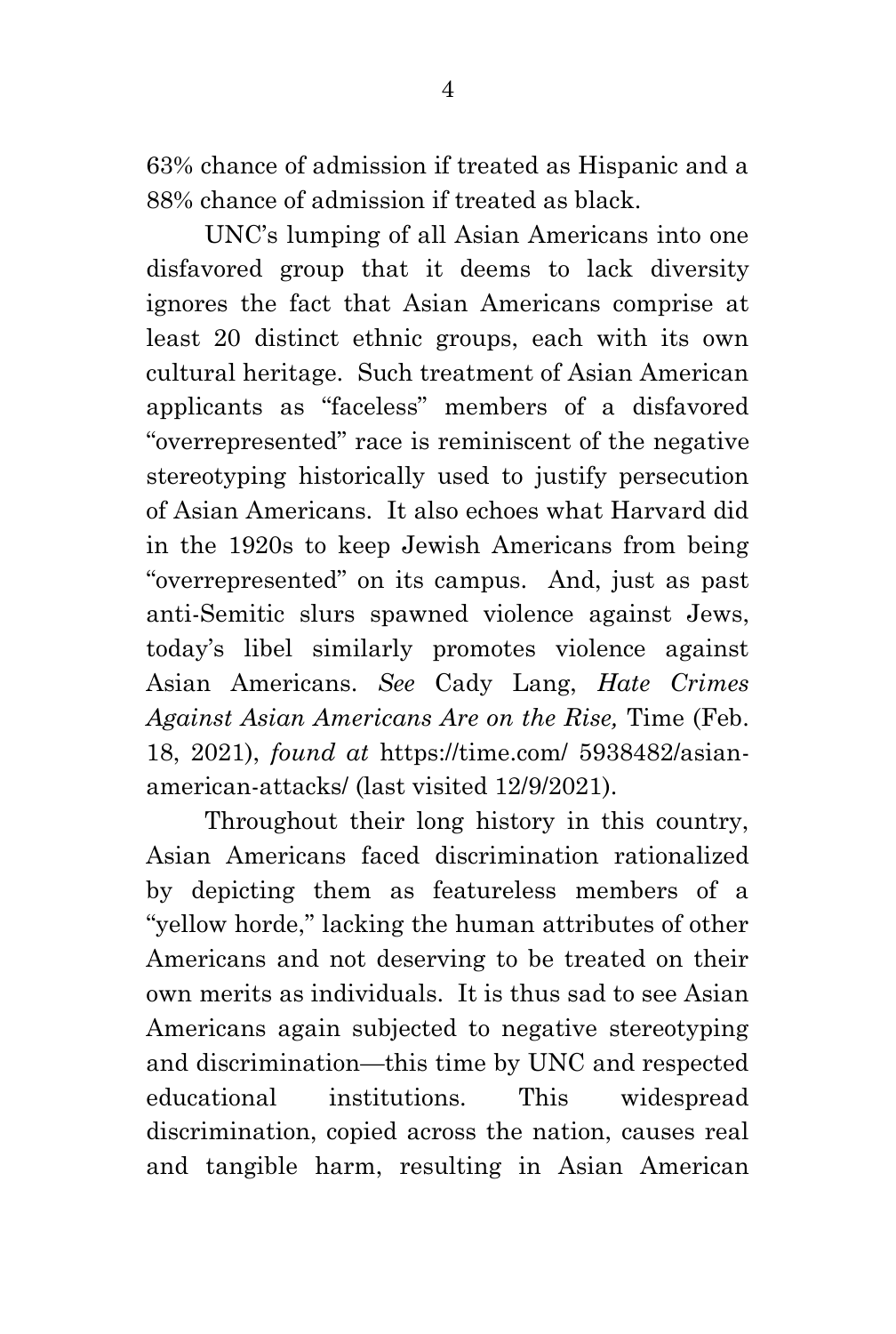63% chance of admission if treated as Hispanic and a 88% chance of admission if treated as black.

UNC's lumping of all Asian Americans into one disfavored group that it deems to lack diversity ignores the fact that Asian Americans comprise at least 20 distinct ethnic groups, each with its own cultural heritage. Such treatment of Asian American applicants as "faceless" members of a disfavored "overrepresented" race is reminiscent of the negative stereotyping historically used to justify persecution of Asian Americans. It also echoes what Harvard did in the 1920s to keep Jewish Americans from being "overrepresented" on its campus. And, just as past anti-Semitic slurs spawned violence against Jews, today's libel similarly promotes violence against Asian Americans. *See* Cady Lang, *Hate Crimes Against Asian Americans Are on the Rise,* Time (Feb. 18, 2021), *found at* https://time.com/ 5938482/asian-american-attacks/ (last visited 12/9/2021).

Throughout their long history in this country, Asian Americans faced discrimination rationalized by depicting them as featureless members of a "yellow horde," lacking the human attributes of other Americans and not deserving to be treated on their own merits as individuals. It is thus sad to see Asian Americans again subjected to negative stereotyping and discrimination—this time by UNC and respected educational institutions. This widespread discrimination, copied across the nation, causes real and tangible harm, resulting in Asian American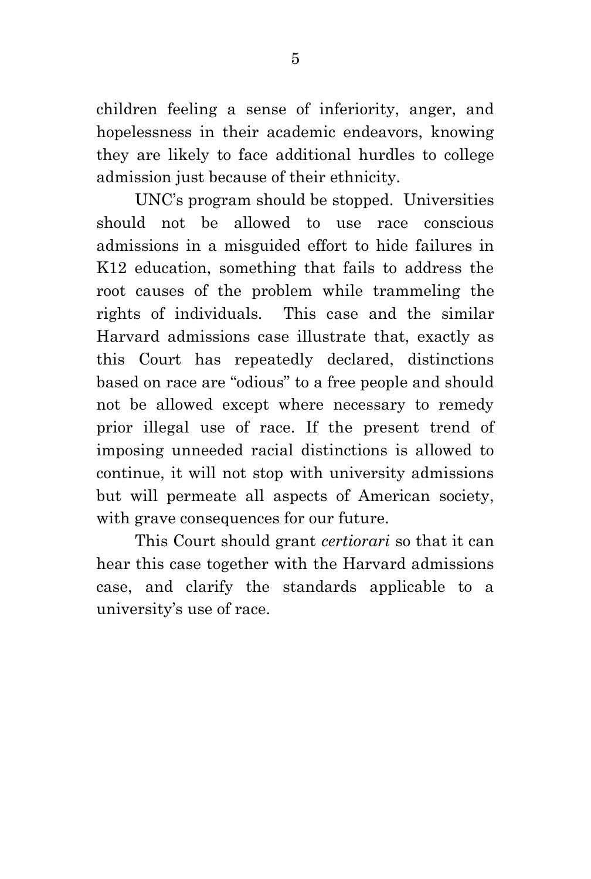children feeling a sense of inferiority, anger, and hopelessness in their academic endeavors, knowing they are likely to face additional hurdles to college admission just because of their ethnicity.

UNC's program should be stopped. Universities should not be allowed to use race conscious admissions in a misguided effort to hide failures in K12 education, something that fails to address the root causes of the problem while trammeling the rights of individuals. This case and the similar Harvard admissions case illustrate that, exactly as this Court has repeatedly declared, distinctions based on race are "odious" to a free people and should not be allowed except where necessary to remedy prior illegal use of race. If the present trend of imposing unneeded racial distinctions is allowed to continue, it will not stop with university admissions but will permeate all aspects of American society, with grave consequences for our future.

This Court should grant *certiorari* so that it can hear this case together with the Harvard admissions case, and clarify the standards applicable to a university's use of race.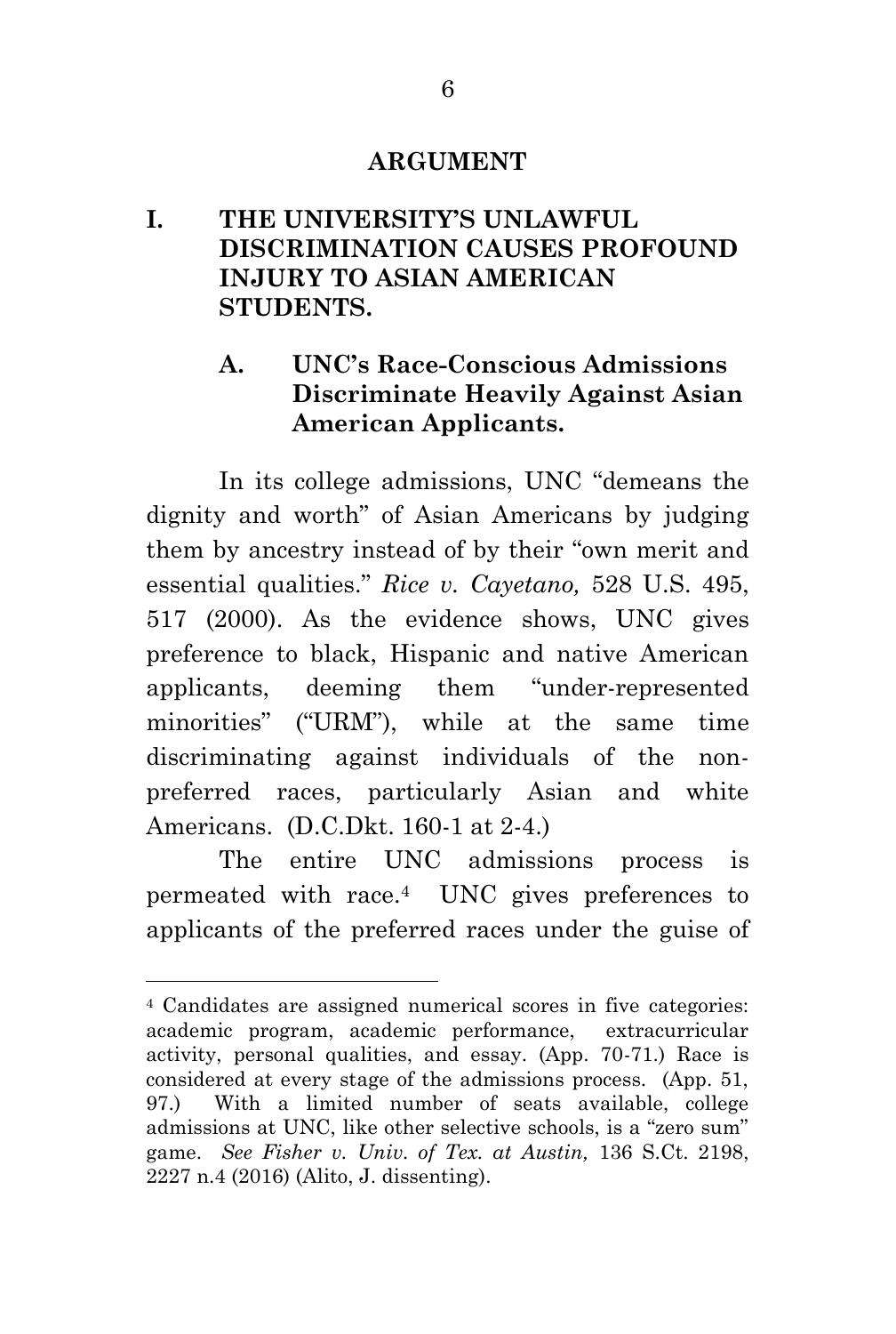## ARGUMENT

### I. THE UNIVERSITY'S UNLAWFUL DISCRIMINATION CAUSES PROFOUND INJURY TO ASIAN AMERICAN STUDENTS.

#### A. UNC's Race-Conscious Admissions Discriminate Heavily Against Asian American Applicants.

In its college admissions, UNC "demeans the dignity and worth" of Asian Americans by judging them by ancestry instead of by their "own merit and essential qualities." *Rice v. Cayetano,* 528 U.S. 495, 517 (2000). As the evidence shows, UNC gives preference to black, Hispanic and native American applicants, deeming them "under-represented minorities" ("URM"), while at the same time discriminating against individuals of the non-preferred races, particularly Asian and white Americans. (D.C.Dkt. 160-1 at 2-4.)

The entire UNC admissions process is permeated with race.[4] UNC gives preferences to applicants of the preferred races under the guise of

---

[4] Candidates are assigned numerical scores in five categories: academic program, academic performance, extracurricular activity, personal qualities, and essay. (App. 70-71.) Race is considered at every stage of the admissions process. (App. 51, 97.) With a limited number of seats available, college admissions at UNC, like other selective schools, is a "zero sum" game. *See Fisher v. Univ. of Tex. at Austin,* 136 S.Ct. 2198, 2227 n.4 (2016) (Alito, J. dissenting).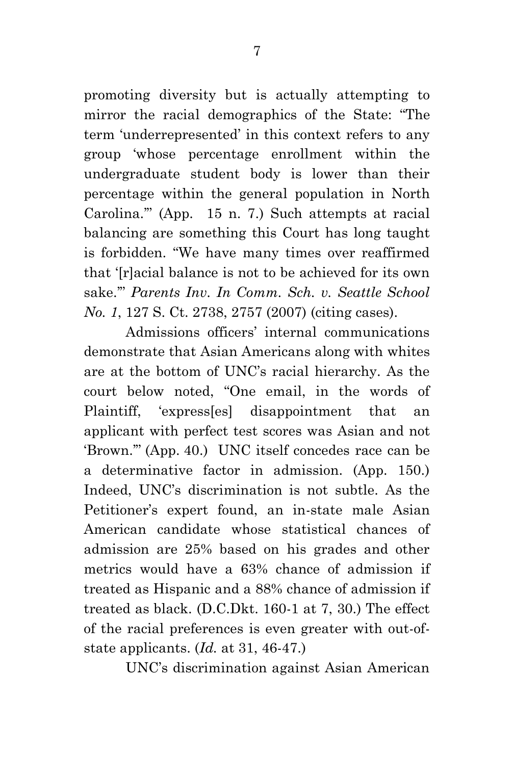promoting diversity but is actually attempting to mirror the racial demographics of the State: "The term 'underrepresented' in this context refers to any group 'whose percentage enrollment within the undergraduate student body is lower than their percentage within the general population in North Carolina.'" (App. 15 n. 7.) Such attempts at racial balancing are something this Court has long taught is forbidden. "We have many times over reaffirmed that '[r]acial balance is not to be achieved for its own sake.'" *Parents Inv. In Comm. Sch. v. Seattle School No. 1*, 127 S. Ct. 2738, 2757 (2007) (citing cases).

Admissions officers' internal communications demonstrate that Asian Americans along with whites are at the bottom of UNC's racial hierarchy. As the court below noted, "One email, in the words of Plaintiff, 'express[es] disappointment that an applicant with perfect test scores was Asian and not 'Brown.'" (App. 40.) UNC itself concedes race can be a determinative factor in admission. (App. 150.) Indeed, UNC's discrimination is not subtle. As the Petitioner's expert found, an in-state male Asian American candidate whose statistical chances of admission are 25% based on his grades and other metrics would have a 63% chance of admission if treated as Hispanic and a 88% chance of admission if treated as black. (D.C.Dkt. 160-1 at 7, 30.) The effect of the racial preferences is even greater with out-of-state applicants. (*Id.* at 31, 46-47.)

UNC's discrimination against Asian American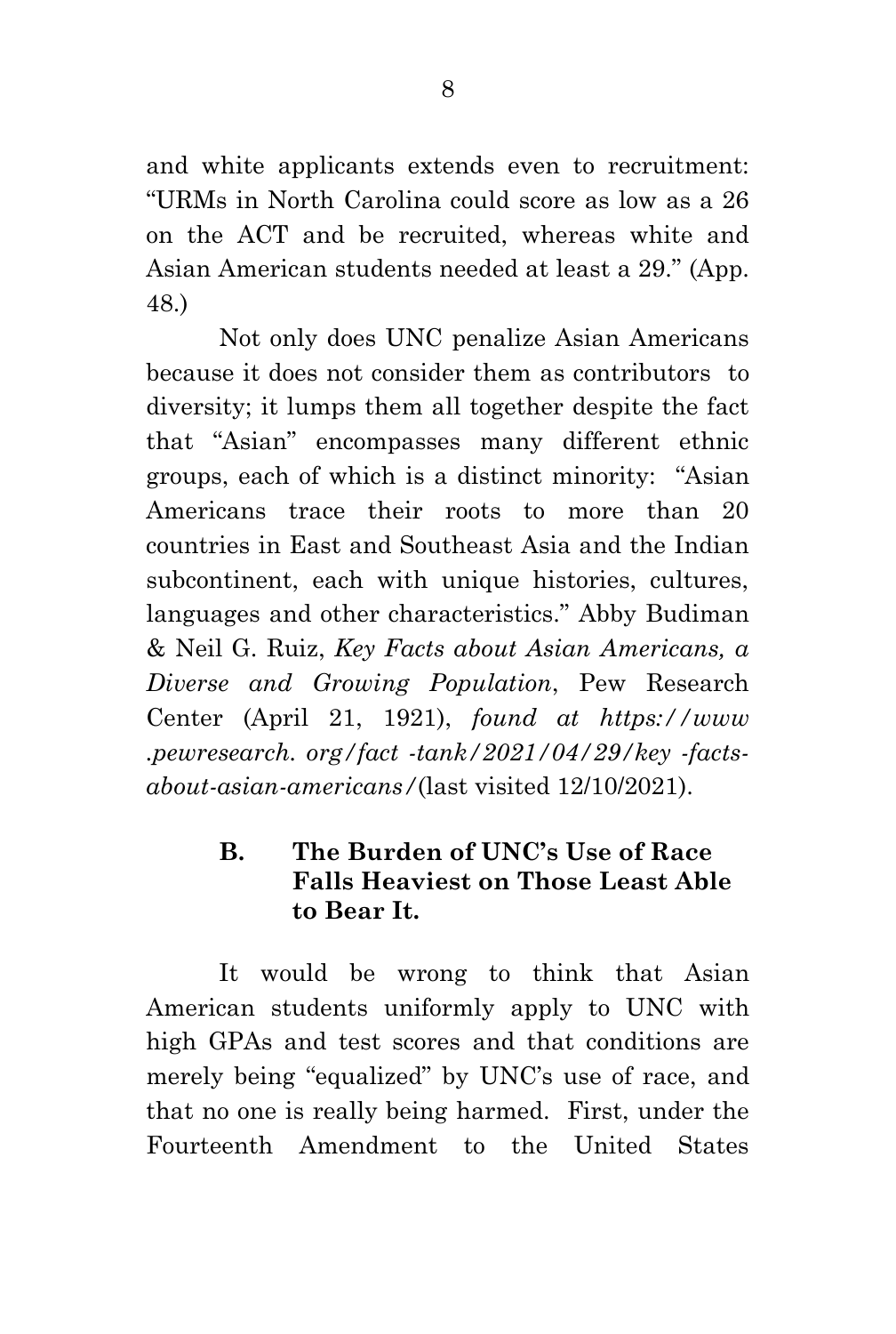and white applicants extends even to recruitment: "URMs in North Carolina could score as low as a 26 on the ACT and be recruited, whereas white and Asian American students needed at least a 29." (App. 48.)

Not only does UNC penalize Asian Americans because it does not consider them as contributors to diversity; it lumps them all together despite the fact that "Asian" encompasses many different ethnic groups, each of which is a distinct minority: "Asian Americans trace their roots to more than 20 countries in East and Southeast Asia and the Indian subcontinent, each with unique histories, cultures, languages and other characteristics." Abby Budiman & Neil G. Ruiz, *Key Facts about Asian Americans, a Diverse and Growing Population*, Pew Research Center (April 21, 1921), *found at https://www .pewresearch. org/fact -tank/2021/04/29/key -facts-about-asian-americans/*(last visited 12/10/2021).

### B. The Burden of UNC's Use of Race Falls Heaviest on Those Least Able to Bear It.

It would be wrong to think that Asian American students uniformly apply to UNC with high GPAs and test scores and that conditions are merely being "equalized" by UNC's use of race, and that no one is really being harmed. First, under the Fourteenth Amendment to the United States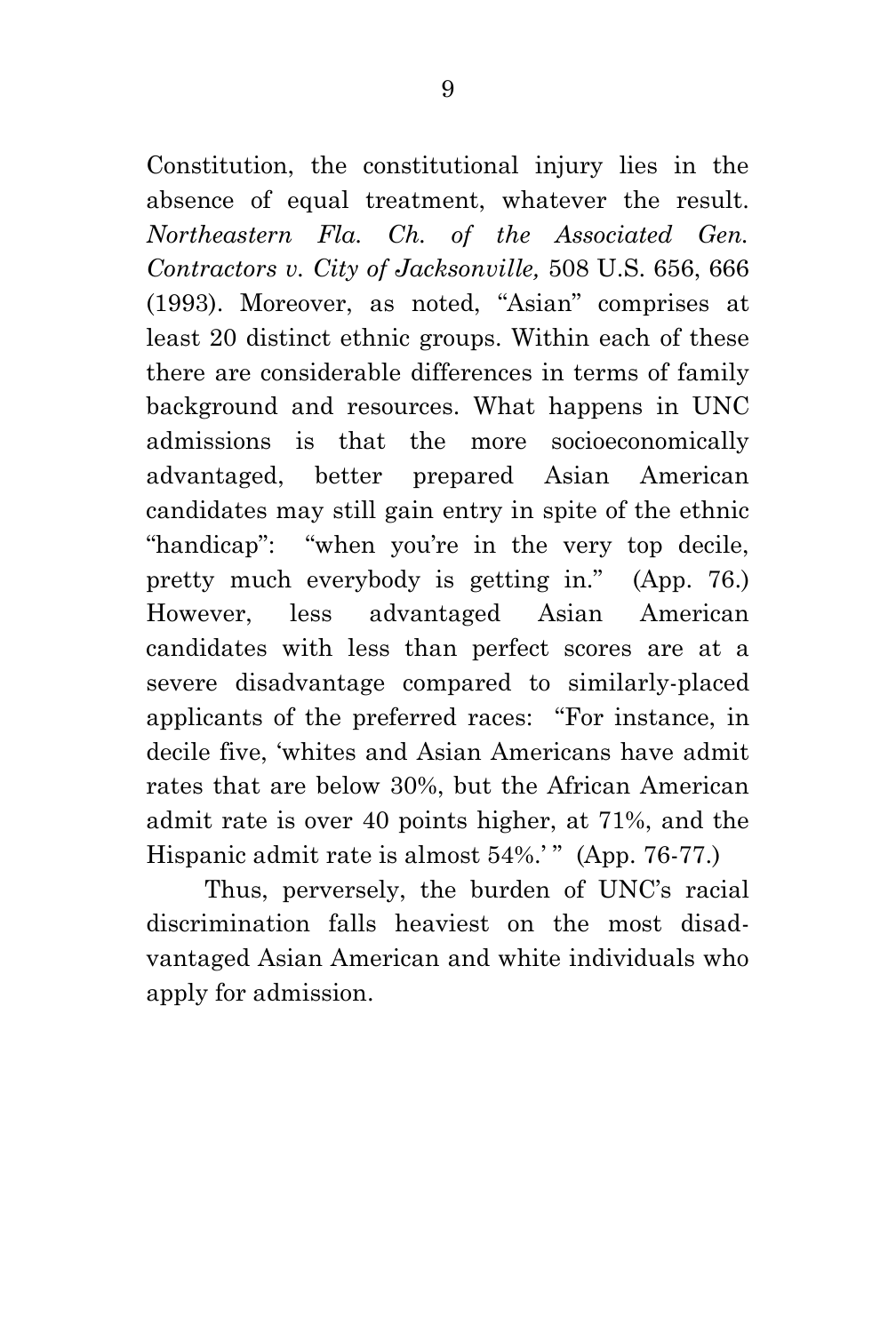Constitution, the constitutional injury lies in the absence of equal treatment, whatever the result. *Northeastern Fla. Ch. of the Associated Gen. Contractors v. City of Jacksonville,* 508 U.S. 656, 666 (1993). Moreover, as noted, "Asian" comprises at least 20 distinct ethnic groups. Within each of these there are considerable differences in terms of family background and resources. What happens in UNC admissions is that the more socioeconomically advantaged, better prepared Asian American candidates may still gain entry in spite of the ethnic "handicap": "when you're in the very top decile, pretty much everybody is getting in." (App. 76.) However, less advantaged Asian American candidates with less than perfect scores are at a severe disadvantage compared to similarly-placed applicants of the preferred races: "For instance, in decile five, 'whites and Asian Americans have admit rates that are below 30%, but the African American admit rate is over 40 points higher, at 71%, and the Hispanic admit rate is almost 54%.' " (App. 76-77.)

Thus, perversely, the burden of UNC's racial discrimination falls heaviest on the most disadvantaged Asian American and white individuals who apply for admission.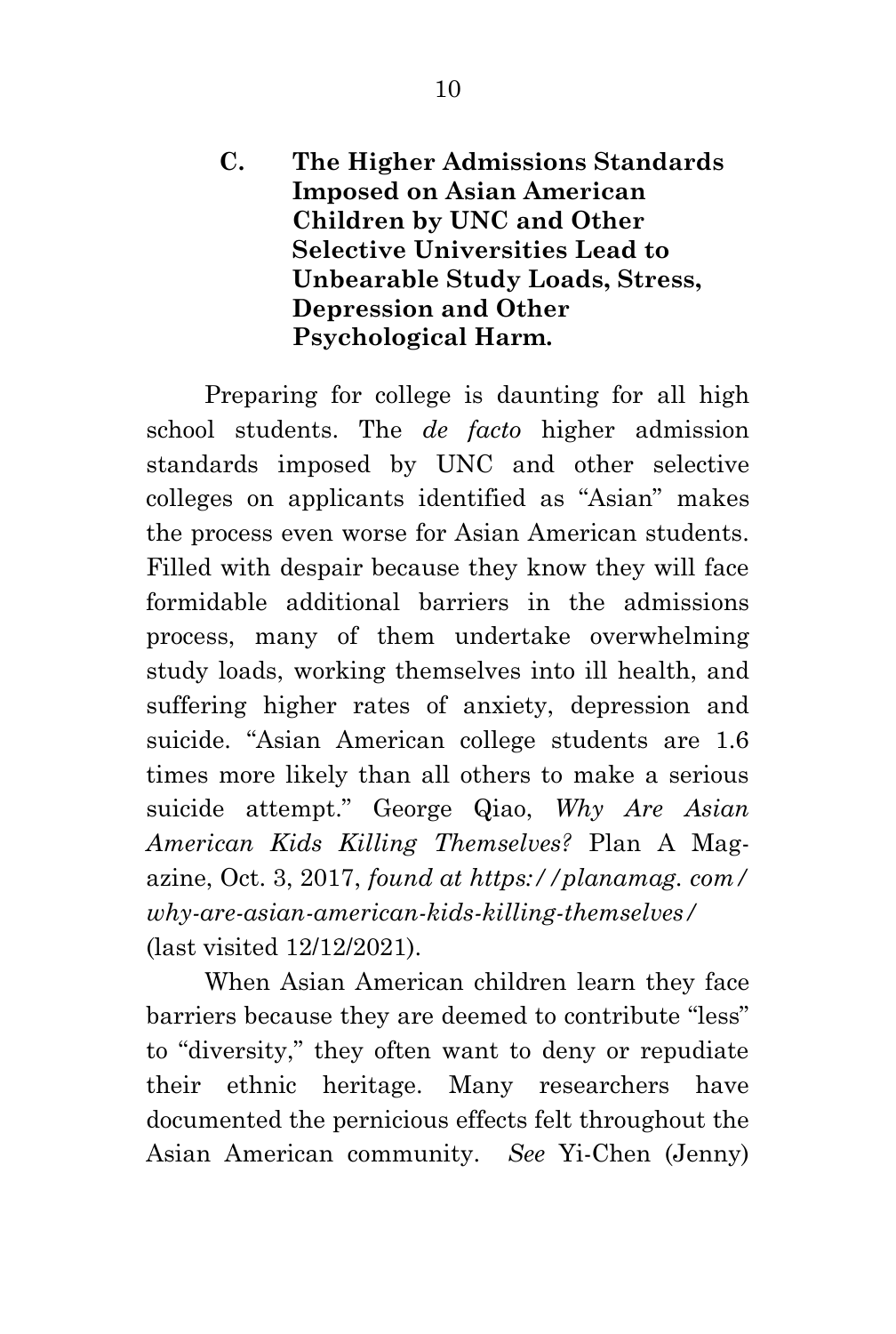### C. The Higher Admissions Standards Imposed on Asian American Children by UNC and Other Selective Universities Lead to Unbearable Study Loads, Stress, Depression and Other Psychological Harm.

Preparing for college is daunting for all high school students. The *de facto* higher admission standards imposed by UNC and other selective colleges on applicants identified as "Asian" makes the process even worse for Asian American students. Filled with despair because they know they will face formidable additional barriers in the admissions process, many of them undertake overwhelming study loads, working themselves into ill health, and suffering higher rates of anxiety, depression and suicide. "Asian American college students are 1.6 times more likely than all others to make a serious suicide attempt." George Qiao, *Why Are Asian American Kids Killing Themselves?* Plan A Magazine, Oct. 3, 2017, *found at https://planamag. com/ why-are-asian-american-kids-killing-themselves/* (last visited 12/12/2021).

When Asian American children learn they face barriers because they are deemed to contribute "less" to "diversity," they often want to deny or repudiate their ethnic heritage. Many researchers have documented the pernicious effects felt throughout the Asian American community. *See* Yi-Chen (Jenny)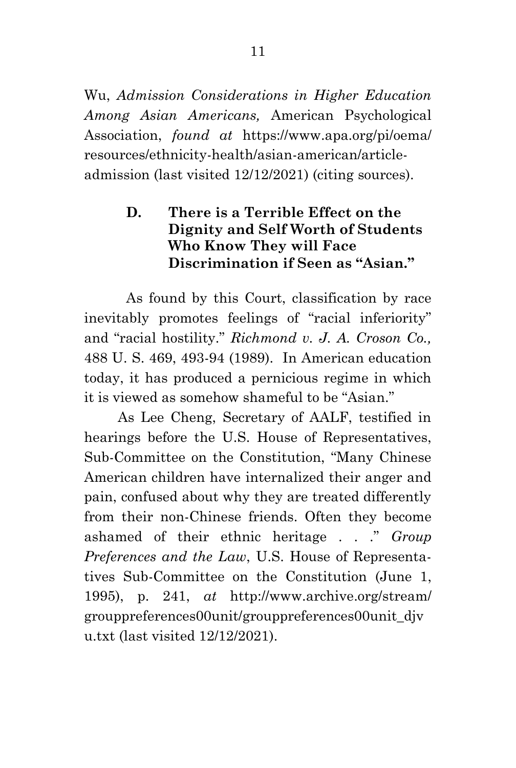Wu, *Admission Considerations in Higher Education Among Asian Americans,* American Psychological Association, *found at* https://www.apa.org/pi/oema/resources/ethnicity-health/asian-american/article-admission (last visited 12/12/2021) (citing sources).

### D. There is a Terrible Effect on the Dignity and Self Worth of Students Who Know They will Face Discrimination if Seen as "Asian."

As found by this Court, classification by race inevitably promotes feelings of "racial inferiority" and "racial hostility." *Richmond v. J. A. Croson Co.,* 488 U. S. 469, 493-94 (1989). In American education today, it has produced a pernicious regime in which it is viewed as somehow shameful to be "Asian."

As Lee Cheng, Secretary of AALF, testified in hearings before the U.S. House of Representatives, Sub-Committee on the Constitution, "Many Chinese American children have internalized their anger and pain, confused about why they are treated differently from their non-Chinese friends. Often they become ashamed of their ethnic heritage . . ." *Group Preferences and the Law*, U.S. House of Representatives Sub-Committee on the Constitution (June 1, 1995), p. 241, *at* http://www.archive.org/stream/grouppreferences00unit/grouppreferences00unit_djvu.txt (last visited 12/12/2021).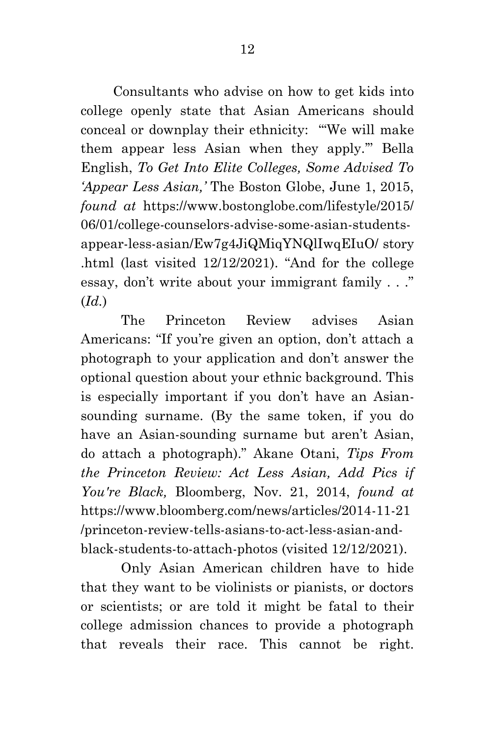Consultants who advise on how to get kids into college openly state that Asian Americans should conceal or downplay their ethnicity: "'We will make them appear less Asian when they apply.'" Bella English, *To Get Into Elite Colleges, Some Advised To 'Appear Less Asian,'* The Boston Globe, June 1, 2015, *found at* https://www.bostonglobe.com/lifestyle/2015/06/01/college-counselors-advise-some-asian-students-appear-less-asian/Ew7g4JiQMiqYNQlIwqEIuO/ story .html (last visited 12/12/2021). "And for the college essay, don't write about your immigrant family . . ." (*Id.*)

The Princeton Review advises Asian Americans: "If you're given an option, don't attach a photograph to your application and don't answer the optional question about your ethnic background. This is especially important if you don't have an Asian-sounding surname. (By the same token, if you do have an Asian-sounding surname but aren't Asian, do attach a photograph)." Akane Otani, *Tips From the Princeton Review: Act Less Asian, Add Pics if You're Black,* Bloomberg, Nov. 21, 2014, *found at* https://www.bloomberg.com/news/articles/2014-11-21 /princeton-review-tells-asians-to-act-less-asian-and-black-students-to-attach-photos (visited 12/12/2021).

Only Asian American children have to hide that they want to be violinists or pianists, or doctors or scientists; or are told it might be fatal to their college admission chances to provide a photograph that reveals their race. This cannot be right.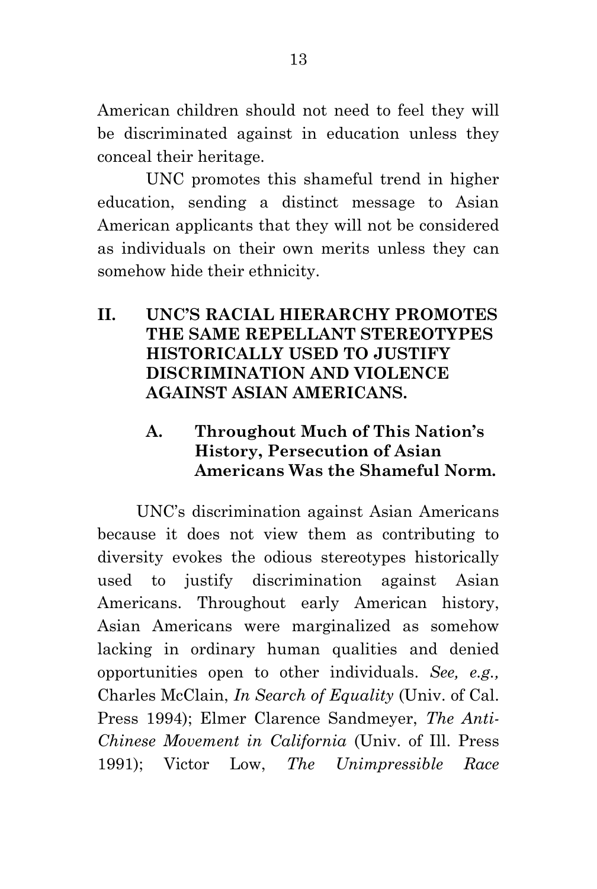American children should not need to feel they will be discriminated against in education unless they conceal their heritage.

UNC promotes this shameful trend in higher education, sending a distinct message to Asian American applicants that they will not be considered as individuals on their own merits unless they can somehow hide their ethnicity.

## II. UNC'S RACIAL HIERARCHY PROMOTES THE SAME REPELLANT STEREOTYPES HISTORICALLY USED TO JUSTIFY DISCRIMINATION AND VIOLENCE AGAINST ASIAN AMERICANS.

### A. Throughout Much of This Nation's History, Persecution of Asian Americans Was the Shameful Norm.

UNC's discrimination against Asian Americans because it does not view them as contributing to diversity evokes the odious stereotypes historically used to justify discrimination against Asian Americans. Throughout early American history, Asian Americans were marginalized as somehow lacking in ordinary human qualities and denied opportunities open to other individuals. *See, e.g.,* Charles McClain, *In Search of Equality* (Univ. of Cal. Press 1994); Elmer Clarence Sandmeyer, *The Anti-Chinese Movement in California* (Univ. of Ill. Press 1991); Victor Low, *The Unimpressible Race*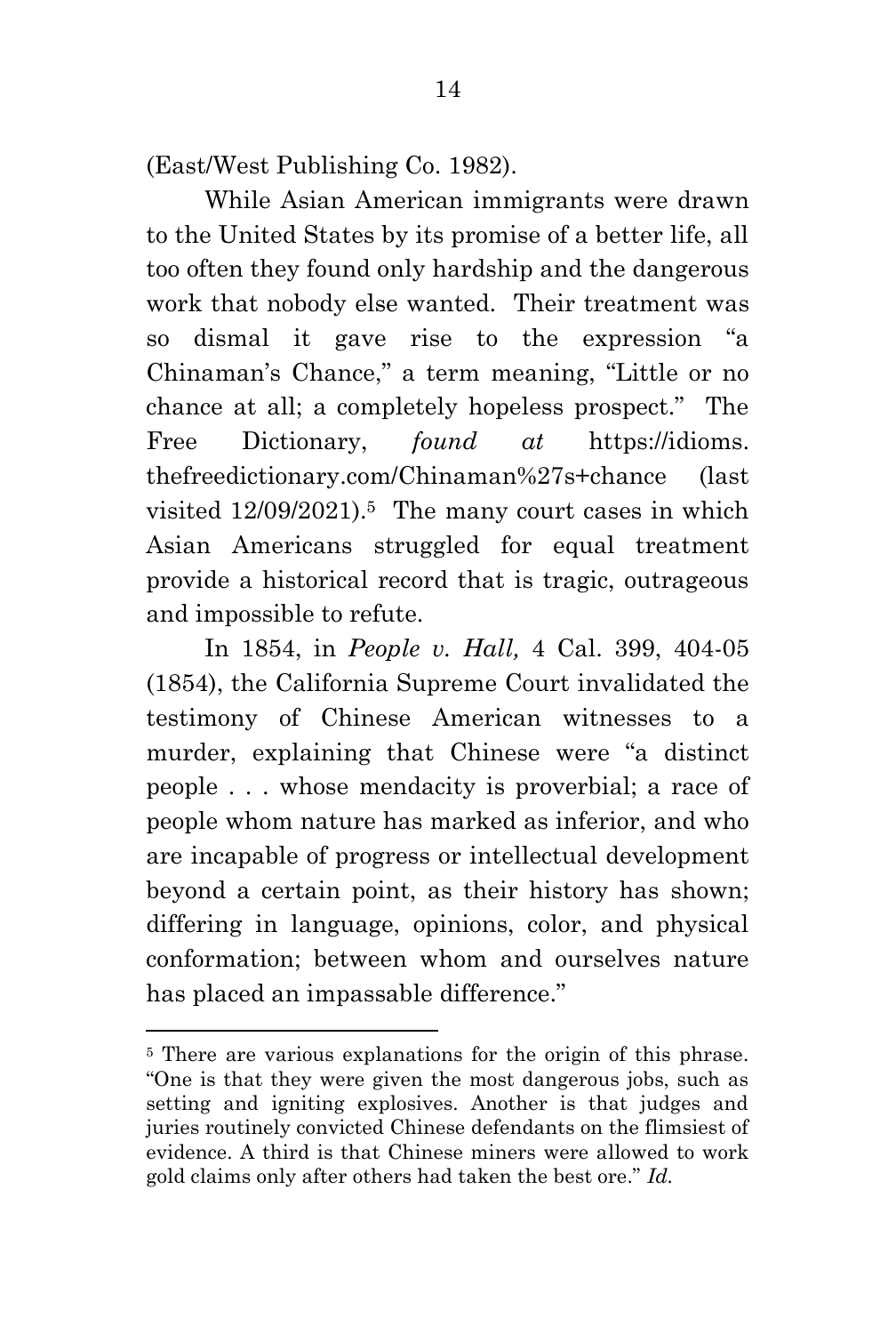(East/West Publishing Co. 1982).

While Asian American immigrants were drawn to the United States by its promise of a better life, all too often they found only hardship and the dangerous work that nobody else wanted. Their treatment was so dismal it gave rise to the expression "a Chinaman's Chance," a term meaning, "Little or no chance at all; a completely hopeless prospect." The Free Dictionary, *found at* https://idioms.thefreedictionary.com/Chinaman%27s+chance (last visited 12/09/2021).[5] The many court cases in which Asian Americans struggled for equal treatment provide a historical record that is tragic, outrageous and impossible to refute.

In 1854, in *People v. Hall,* 4 Cal. 399, 404-05 (1854), the California Supreme Court invalidated the testimony of Chinese American witnesses to a murder, explaining that Chinese were "a distinct people . . . whose mendacity is proverbial; a race of people whom nature has marked as inferior, and who are incapable of progress or intellectual development beyond a certain point, as their history has shown; differing in language, opinions, color, and physical conformation; between whom and ourselves nature has placed an impassable difference."

---

[5] There are various explanations for the origin of this phrase. "One is that they were given the most dangerous jobs, such as setting and igniting explosives. Another is that judges and juries routinely convicted Chinese defendants on the flimsiest of evidence. A third is that Chinese miners were allowed to work gold claims only after others had taken the best ore." *Id.*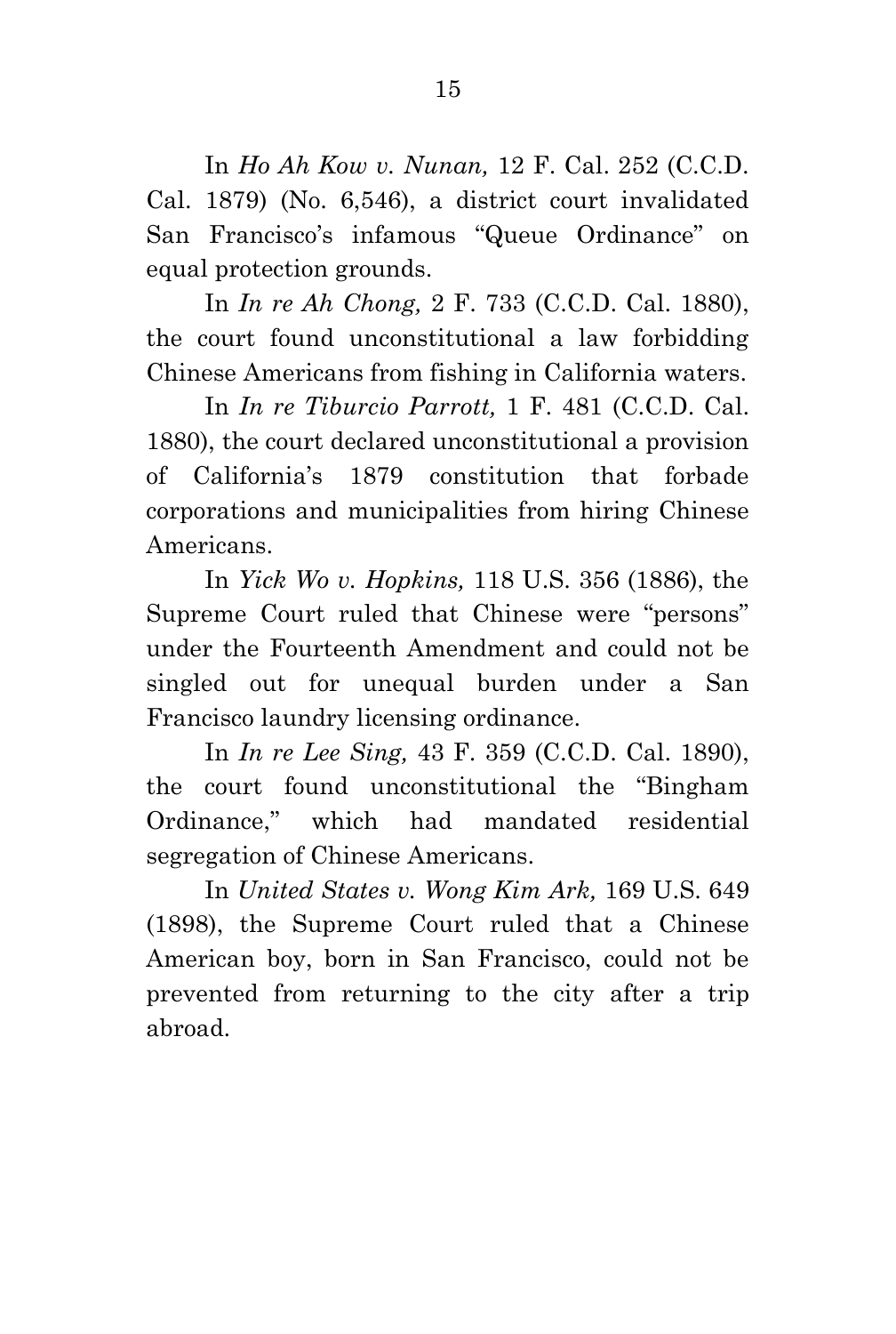In *Ho Ah Kow v. Nunan,* 12 F. Cal. 252 (C.C.D. Cal. 1879) (No. 6,546), a district court invalidated San Francisco's infamous "Queue Ordinance" on equal protection grounds.

In *In re Ah Chong,* 2 F. 733 (C.C.D. Cal. 1880), the court found unconstitutional a law forbidding Chinese Americans from fishing in California waters.

In *In re Tiburcio Parrott,* 1 F. 481 (C.C.D. Cal. 1880), the court declared unconstitutional a provision of California's 1879 constitution that forbade corporations and municipalities from hiring Chinese Americans.

In *Yick Wo v. Hopkins,* 118 U.S. 356 (1886), the Supreme Court ruled that Chinese were "persons" under the Fourteenth Amendment and could not be singled out for unequal burden under a San Francisco laundry licensing ordinance.

In *In re Lee Sing,* 43 F. 359 (C.C.D. Cal. 1890), the court found unconstitutional the "Bingham Ordinance," which had mandated residential segregation of Chinese Americans.

In *United States v. Wong Kim Ark,* 169 U.S. 649 (1898), the Supreme Court ruled that a Chinese American boy, born in San Francisco, could not be prevented from returning to the city after a trip abroad.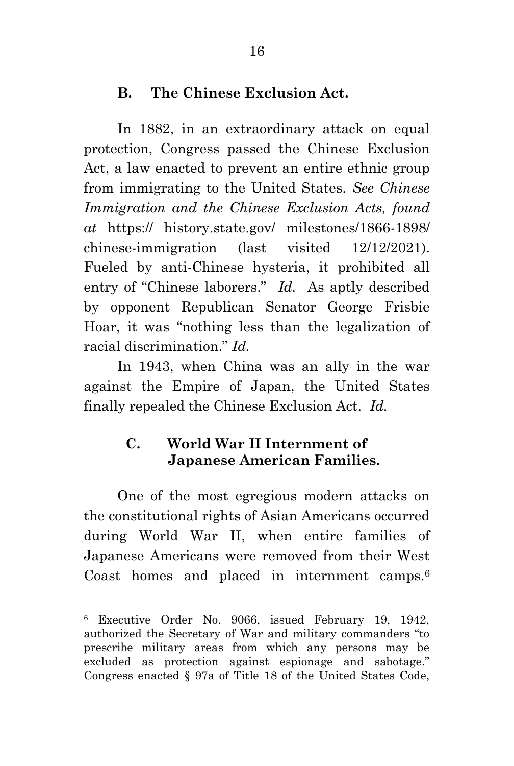### B. The Chinese Exclusion Act.

In 1882, in an extraordinary attack on equal protection, Congress passed the Chinese Exclusion Act, a law enacted to prevent an entire ethnic group from immigrating to the United States. *See Chinese Immigration and the Chinese Exclusion Acts, found at* https:// history.state.gov/ milestones/1866-1898/ chinese-immigration (last visited 12/12/2021). Fueled by anti-Chinese hysteria, it prohibited all entry of "Chinese laborers." *Id.* As aptly described by opponent Republican Senator George Frisbie Hoar, it was "nothing less than the legalization of racial discrimination." *Id.*

In 1943, when China was an ally in the war against the Empire of Japan, the United States finally repealed the Chinese Exclusion Act. *Id.*

### C. World War II Internment of Japanese American Families.

One of the most egregious modern attacks on the constitutional rights of Asian Americans occurred during World War II, when entire families of Japanese Americans were removed from their West Coast homes and placed in internment camps.[6]

[6] Executive Order No. 9066, issued February 19, 1942, authorized the Secretary of War and military commanders "to prescribe military areas from which any persons may be excluded as protection against espionage and sabotage." Congress enacted § 97a of Title 18 of the United States Code,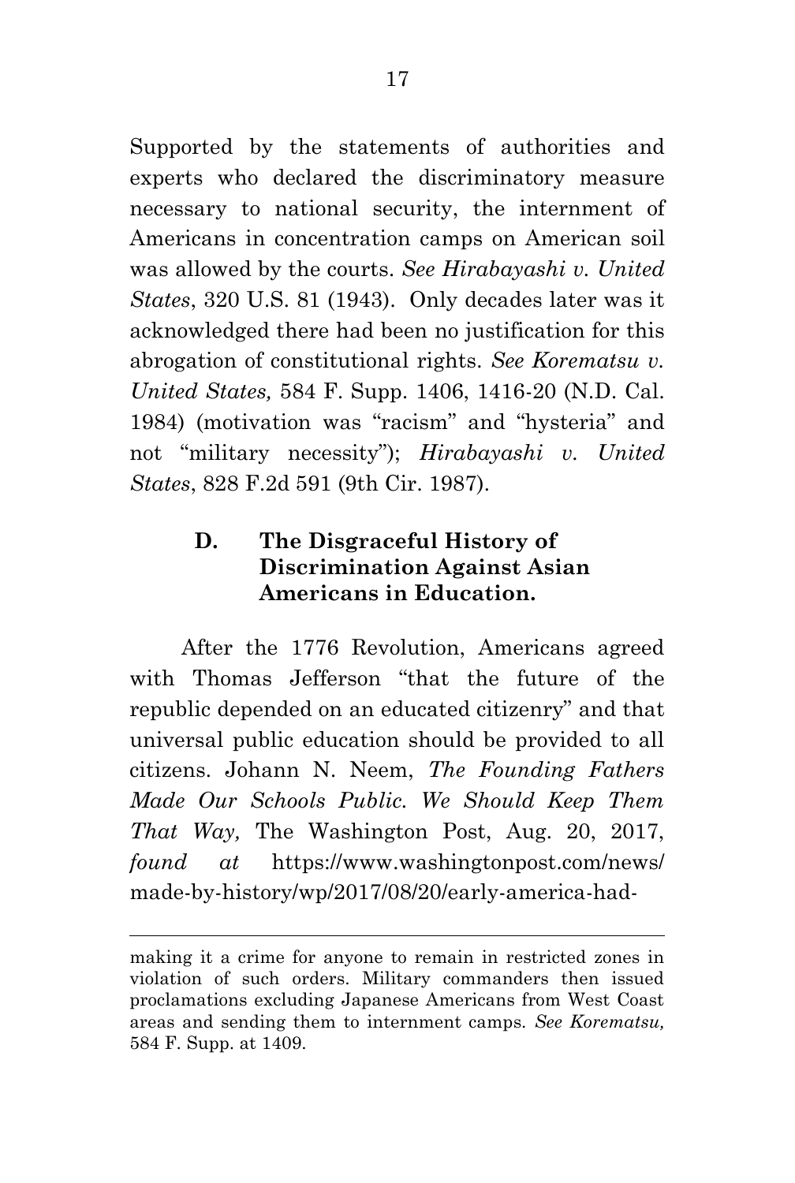Supported by the statements of authorities and experts who declared the discriminatory measure necessary to national security, the internment of Americans in concentration camps on American soil was allowed by the courts. *See Hirabayashi v. United States*, 320 U.S. 81 (1943). Only decades later was it acknowledged there had been no justification for this abrogation of constitutional rights. *See Korematsu v. United States,* 584 F. Supp. 1406, 1416-20 (N.D. Cal. 1984) (motivation was "racism" and "hysteria" and not "military necessity"); *Hirabayashi v. United States*, 828 F.2d 591 (9th Cir. 1987).

### D. The Disgraceful History of Discrimination Against Asian Americans in Education.

After the 1776 Revolution, Americans agreed with Thomas Jefferson "that the future of the republic depended on an educated citizenry" and that universal public education should be provided to all citizens. Johann N. Neem, *The Founding Fathers Made Our Schools Public. We Should Keep Them That Way,* The Washington Post, Aug. 20, 2017, *found at* https://www.washingtonpost.com/news/made-by-history/wp/2017/08/20/early-america-had-

---

making it a crime for anyone to remain in restricted zones in violation of such orders. Military commanders then issued proclamations excluding Japanese Americans from West Coast areas and sending them to internment camps. *See Korematsu,* 584 F. Supp. at 1409.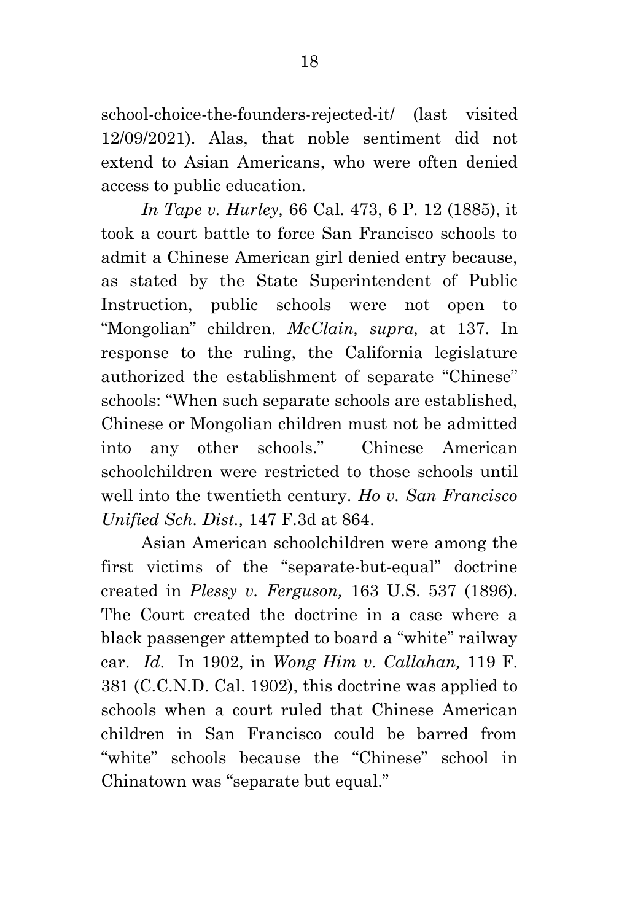school-choice-the-founders-rejected-it/ (last visited 12/09/2021). Alas, that noble sentiment did not extend to Asian Americans, who were often denied access to public education.

*In Tape v. Hurley,* 66 Cal. 473, 6 P. 12 (1885), it took a court battle to force San Francisco schools to admit a Chinese American girl denied entry because, as stated by the State Superintendent of Public Instruction, public schools were not open to "Mongolian" children. *McClain, supra,* at 137. In response to the ruling, the California legislature authorized the establishment of separate "Chinese" schools: "When such separate schools are established, Chinese or Mongolian children must not be admitted into any other schools." Chinese American schoolchildren were restricted to those schools until well into the twentieth century. *Ho v. San Francisco Unified Sch. Dist.,* 147 F.3d at 864.

Asian American schoolchildren were among the first victims of the "separate-but-equal" doctrine created in *Plessy v. Ferguson,* 163 U.S. 537 (1896). The Court created the doctrine in a case where a black passenger attempted to board a "white" railway car. *Id.* In 1902, in *Wong Him v. Callahan,* 119 F. 381 (C.C.N.D. Cal. 1902), this doctrine was applied to schools when a court ruled that Chinese American children in San Francisco could be barred from "white" schools because the "Chinese" school in Chinatown was "separate but equal."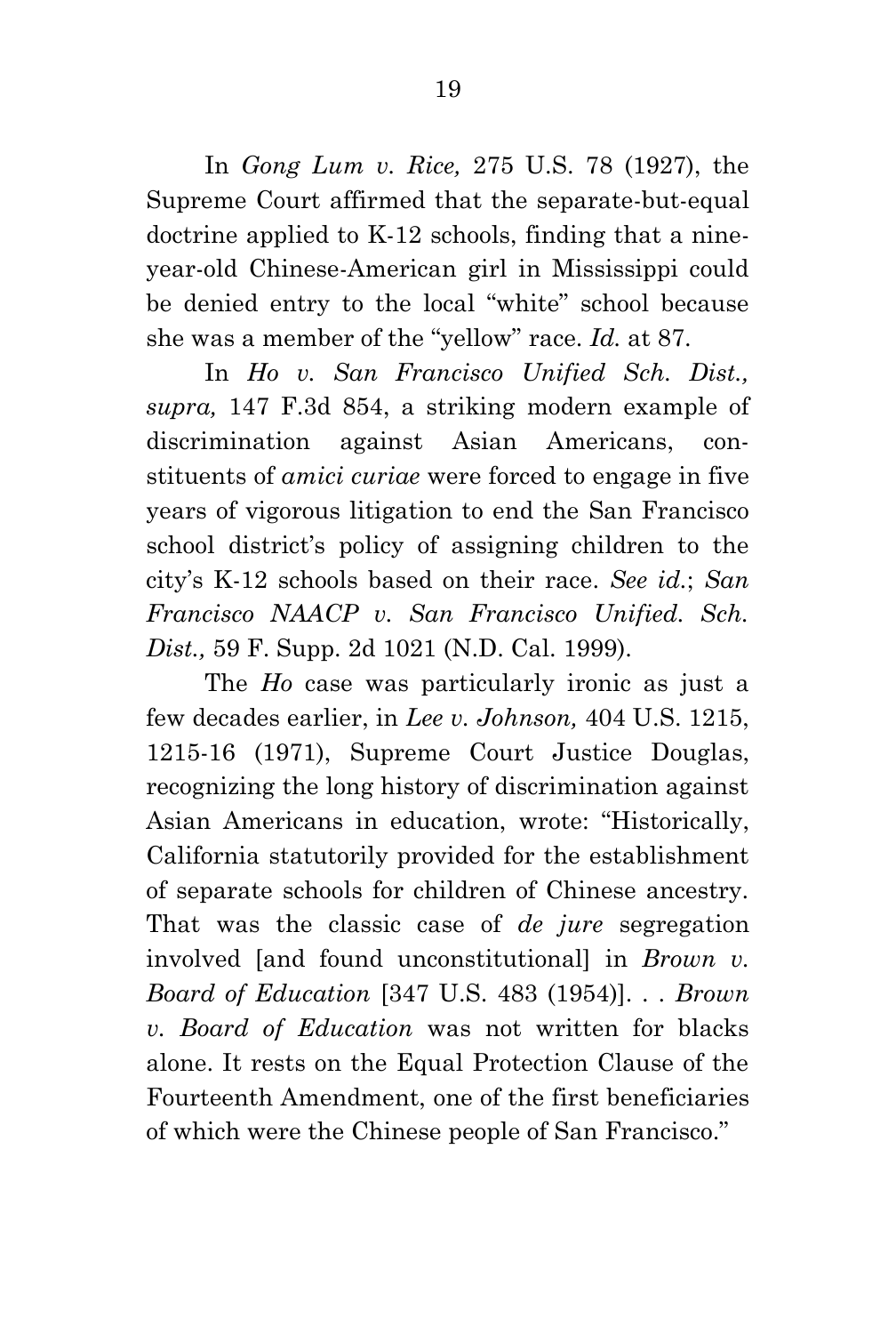In *Gong Lum v. Rice,* 275 U.S. 78 (1927), the Supreme Court affirmed that the separate-but-equal doctrine applied to K-12 schools, finding that a nine-year-old Chinese-American girl in Mississippi could be denied entry to the local "white" school because she was a member of the "yellow" race. *Id.* at 87.

In *Ho v. San Francisco Unified Sch. Dist., supra,* 147 F.3d 854, a striking modern example of discrimination against Asian Americans, constituents of *amici curiae* were forced to engage in five years of vigorous litigation to end the San Francisco school district's policy of assigning children to the city's K-12 schools based on their race. *See id.*; *San Francisco NAACP v. San Francisco Unified. Sch. Dist.,* 59 F. Supp. 2d 1021 (N.D. Cal. 1999).

The *Ho* case was particularly ironic as just a few decades earlier, in *Lee v. Johnson,* 404 U.S. 1215, 1215-16 (1971), Supreme Court Justice Douglas, recognizing the long history of discrimination against Asian Americans in education, wrote: "Historically, California statutorily provided for the establishment of separate schools for children of Chinese ancestry. That was the classic case of *de jure* segregation involved [and found unconstitutional] in *Brown v. Board of Education* [347 U.S. 483 (1954)]. . . *Brown v. Board of Education* was not written for blacks alone. It rests on the Equal Protection Clause of the Fourteenth Amendment, one of the first beneficiaries of which were the Chinese people of San Francisco."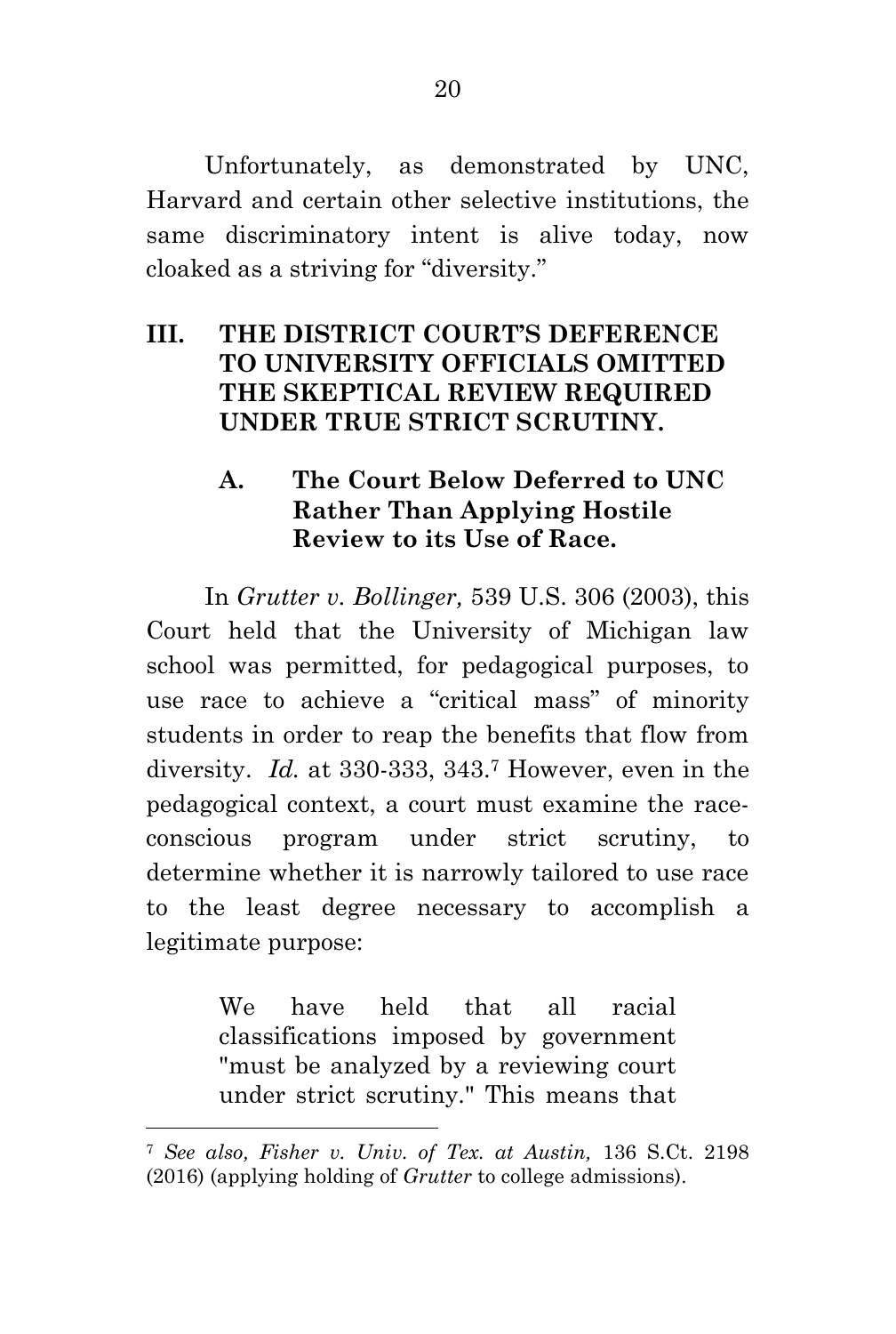Unfortunately, as demonstrated by UNC, Harvard and certain other selective institutions, the same discriminatory intent is alive today, now cloaked as a striving for "diversity."

## III. THE DISTRICT COURT'S DEFERENCE TO UNIVERSITY OFFICIALS OMITTED THE SKEPTICAL REVIEW REQUIRED UNDER TRUE STRICT SCRUTINY.

### A. The Court Below Deferred to UNC Rather Than Applying Hostile Review to its Use of Race.

In *Grutter v. Bollinger,* 539 U.S. 306 (2003), this Court held that the University of Michigan law school was permitted, for pedagogical purposes, to use race to achieve a "critical mass" of minority students in order to reap the benefits that flow from diversity. *Id.* at 330-333, 343.[7] However, even in the pedagogical context, a court must examine the race-conscious program under strict scrutiny, to determine whether it is narrowly tailored to use race to the least degree necessary to accomplish a legitimate purpose:

> We have held that all racial classifications imposed by government "must be analyzed by a reviewing court under strict scrutiny." This means that

[7] *See also, Fisher v. Univ. of Tex. at Austin,* 136 S.Ct. 2198 (2016) (applying holding of *Grutter* to college admissions).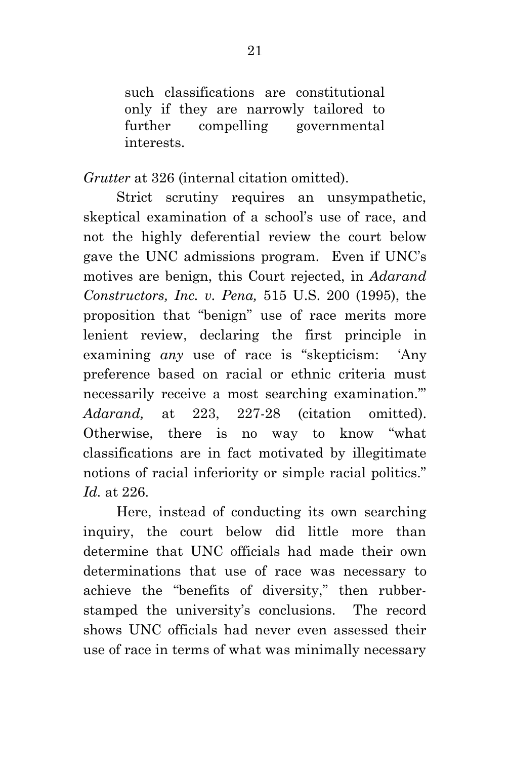> such classifications are constitutional only if they are narrowly tailored to further compelling governmental interests.

*Grutter* at 326 (internal citation omitted).

Strict scrutiny requires an unsympathetic, skeptical examination of a school's use of race, and not the highly deferential review the court below gave the UNC admissions program. Even if UNC's motives are benign, this Court rejected, in *Adarand Constructors, Inc. v. Pena,* 515 U.S. 200 (1995), the proposition that "benign" use of race merits more lenient review, declaring the first principle in examining *any* use of race is "skepticism: 'Any preference based on racial or ethnic criteria must necessarily receive a most searching examination.'" *Adarand,* at 223, 227-28 (citation omitted). Otherwise, there is no way to know "what classifications are in fact motivated by illegitimate notions of racial inferiority or simple racial politics." *Id.* at 226.

Here, instead of conducting its own searching inquiry, the court below did little more than determine that UNC officials had made their own determinations that use of race was necessary to achieve the "benefits of diversity," then rubber-stamped the university's conclusions. The record shows UNC officials had never even assessed their use of race in terms of what was minimally necessary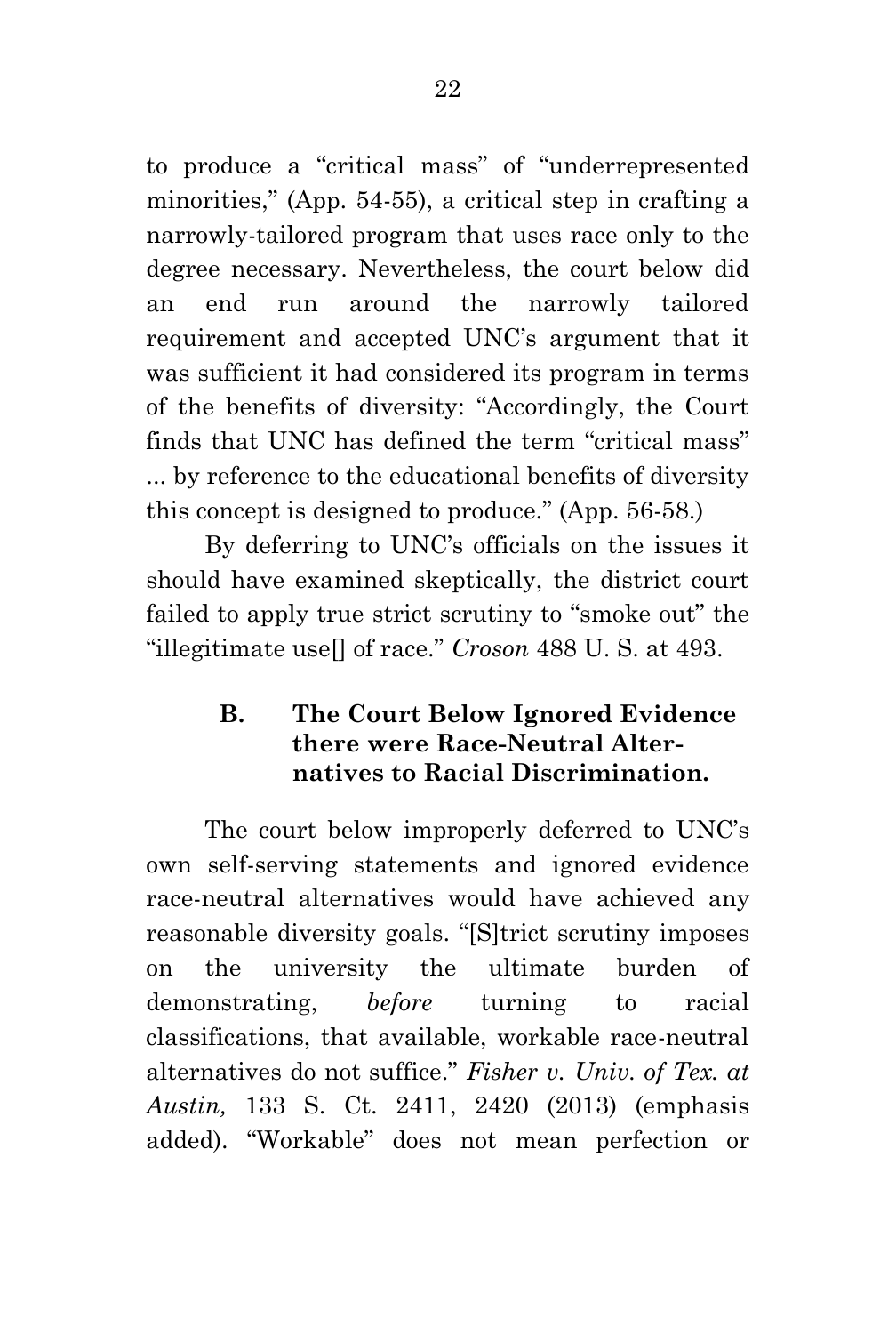to produce a "critical mass" of "underrepresented minorities," (App. 54-55), a critical step in crafting a narrowly-tailored program that uses race only to the degree necessary. Nevertheless, the court below did an end run around the narrowly tailored requirement and accepted UNC's argument that it was sufficient it had considered its program in terms of the benefits of diversity: "Accordingly, the Court finds that UNC has defined the term "critical mass" ... by reference to the educational benefits of diversity this concept is designed to produce." (App. 56-58.)

By deferring to UNC's officials on the issues it should have examined skeptically, the district court failed to apply true strict scrutiny to "smoke out" the "illegitimate use[] of race." *Croson* 488 U. S. at 493.

### B. The Court Below Ignored Evidence there were Race-Neutral Alternatives to Racial Discrimination.

The court below improperly deferred to UNC's own self-serving statements and ignored evidence race-neutral alternatives would have achieved any reasonable diversity goals. "[S]trict scrutiny imposes on the university the ultimate burden of demonstrating, *before* turning to racial classifications, that available, workable race-neutral alternatives do not suffice." *Fisher v. Univ. of Tex. at Austin,* 133 S. Ct. 2411, 2420 (2013) (emphasis added). "Workable" does not mean perfection or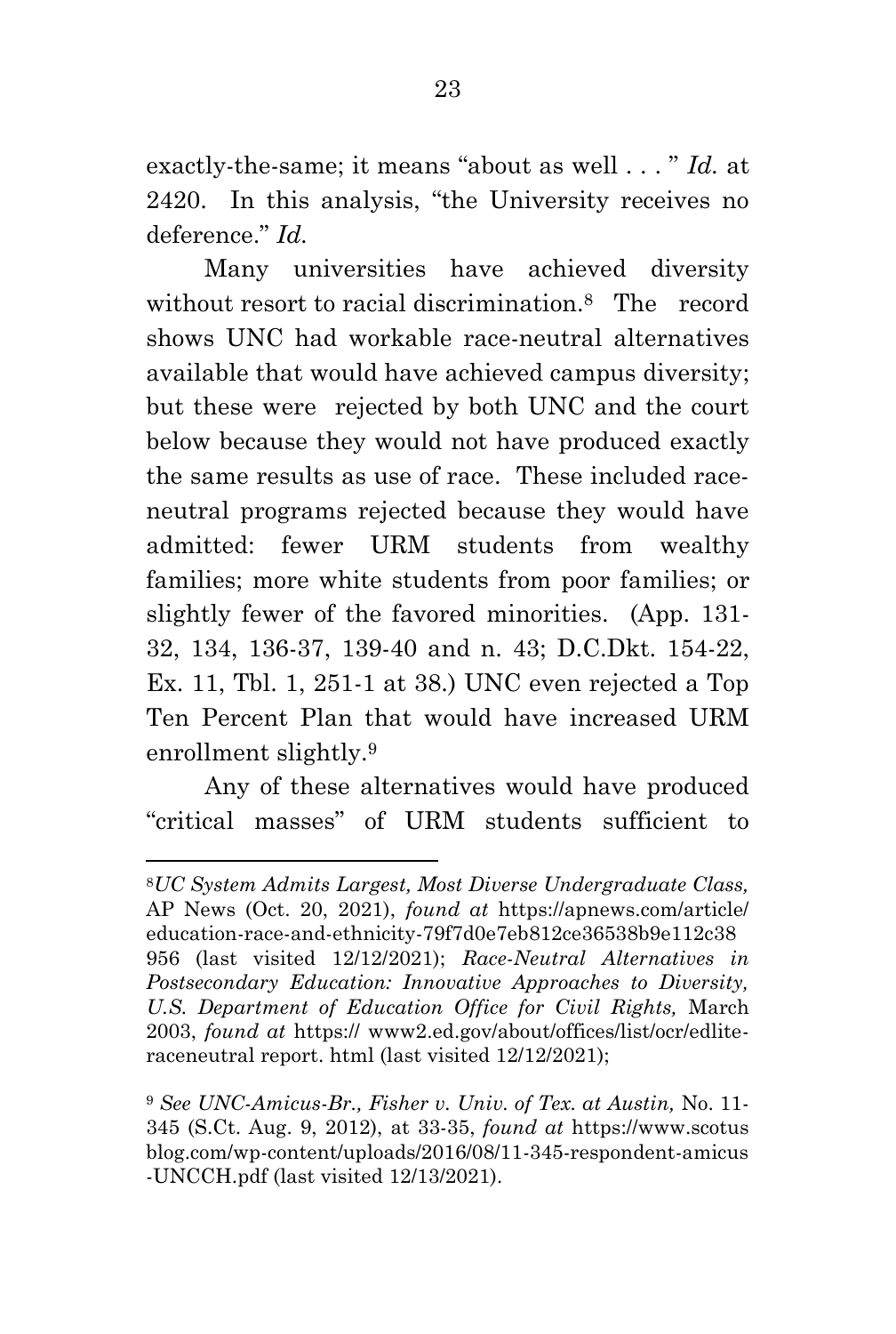exactly-the-same; it means "about as well . . . " *Id.* at 2420. In this analysis, "the University receives no deference." *Id.*

Many universities have achieved diversity without resort to racial discrimination.[8] The record shows UNC had workable race-neutral alternatives available that would have achieved campus diversity; but these were rejected by both UNC and the court below because they would not have produced exactly the same results as use of race. These included race-neutral programs rejected because they would have admitted: fewer URM students from wealthy families; more white students from poor families; or slightly fewer of the favored minorities. (App. 131-32, 134, 136-37, 139-40 and n. 43; D.C.Dkt. 154-22, Ex. 11, Tbl. 1, 251-1 at 38.) UNC even rejected a Top Ten Percent Plan that would have increased URM enrollment slightly.[9]

Any of these alternatives would have produced "critical masses" of URM students sufficient to

---

[8] *UC System Admits Largest, Most Diverse Undergraduate Class,* AP News (Oct. 20, 2021), *found at* https://apnews.com/article/education-race-and-ethnicity-79f7d0e7eb812ce36538b9e112c38956 (last visited 12/12/2021); *Race-Neutral Alternatives in Postsecondary Education: Innovative Approaches to Diversity, U.S. Department of Education Office for Civil Rights,* March 2003, *found at* https:// www2.ed.gov/about/offices/list/ocr/edlite-raceneutral report. html (last visited 12/12/2021);

[9] *See UNC-Amicus-Br., Fisher v. Univ. of Tex. at Austin,* No. 11-345 (S.Ct. Aug. 9, 2012), at 33-35, *found at* https://www.scotusblog.com/wp-content/uploads/2016/08/11-345-respondent-amicus-UNCCH.pdf (last visited 12/13/2021).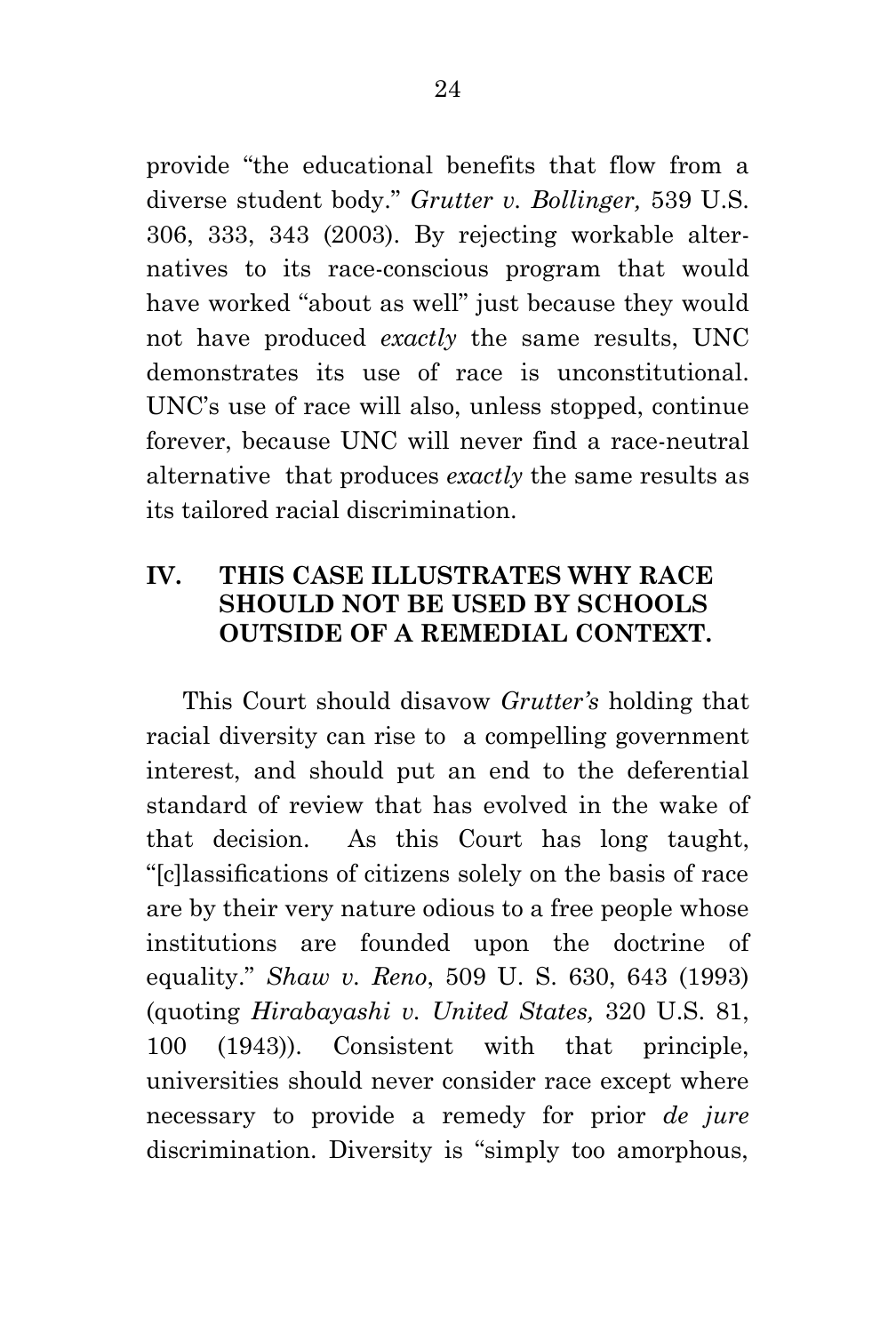provide "the educational benefits that flow from a diverse student body." *Grutter v. Bollinger,* 539 U.S. 306, 333, 343 (2003). By rejecting workable alternatives to its race-conscious program that would have worked "about as well" just because they would not have produced *exactly* the same results, UNC demonstrates its use of race is unconstitutional. UNC's use of race will also, unless stopped, continue forever, because UNC will never find a race-neutral alternative that produces *exactly* the same results as its tailored racial discrimination.

## IV. THIS CASE ILLUSTRATES WHY RACE SHOULD NOT BE USED BY SCHOOLS OUTSIDE OF A REMEDIAL CONTEXT.

This Court should disavow *Grutter's* holding that racial diversity can rise to a compelling government interest, and should put an end to the deferential standard of review that has evolved in the wake of that decision. As this Court has long taught, "[c]lassifications of citizens solely on the basis of race are by their very nature odious to a free people whose institutions are founded upon the doctrine of equality." *Shaw v. Reno*, 509 U. S. 630, 643 (1993) (quoting *Hirabayashi v. United States,* 320 U.S. 81, 100 (1943)). Consistent with that principle, universities should never consider race except where necessary to provide a remedy for prior *de jure* discrimination. Diversity is "simply too amorphous,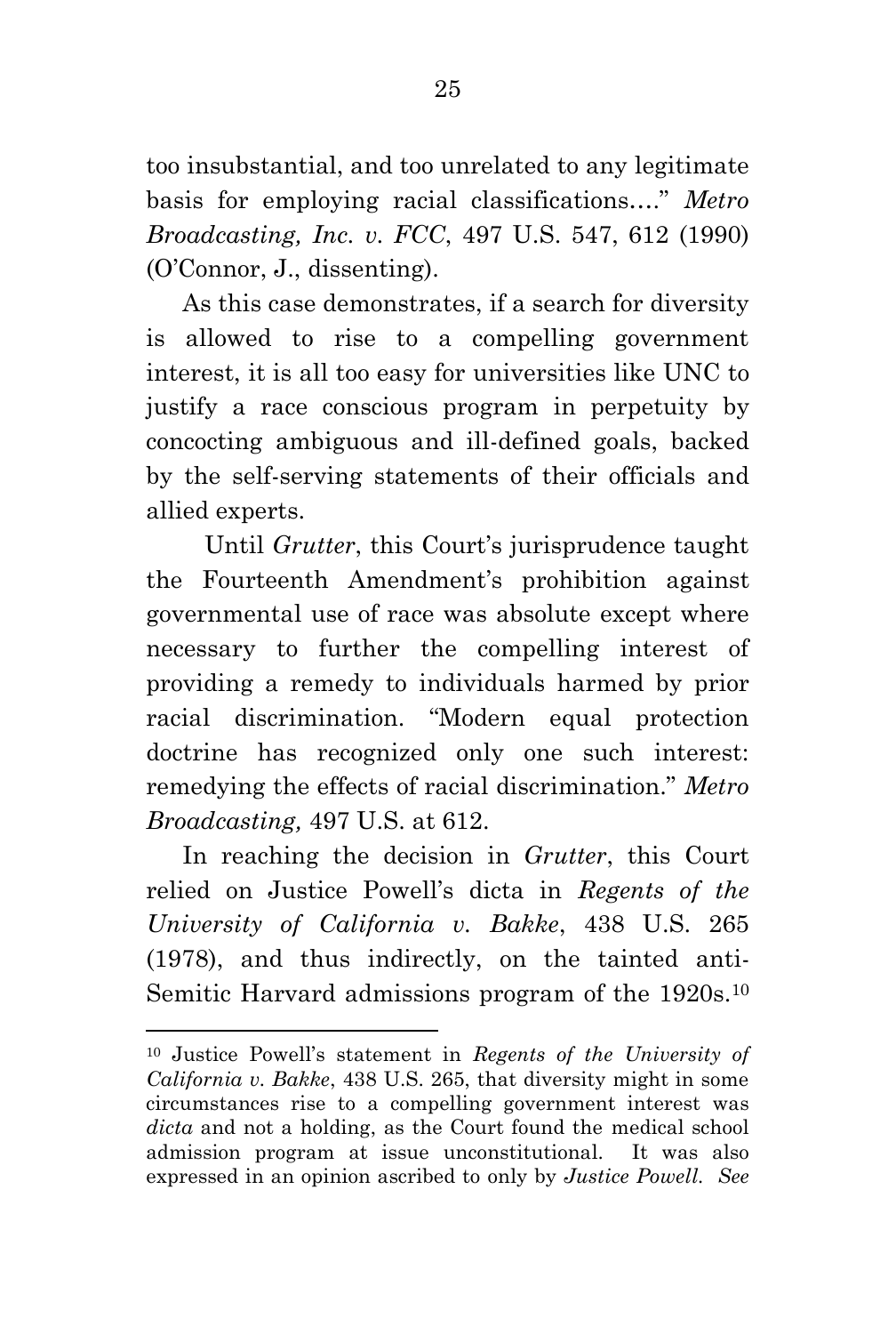too insubstantial, and too unrelated to any legitimate basis for employing racial classifications…." *Metro Broadcasting, Inc. v. FCC*, 497 U.S. 547, 612 (1990) (O'Connor, J., dissenting).

As this case demonstrates, if a search for diversity is allowed to rise to a compelling government interest, it is all too easy for universities like UNC to justify a race conscious program in perpetuity by concocting ambiguous and ill-defined goals, backed by the self-serving statements of their officials and allied experts.

Until *Grutter*, this Court's jurisprudence taught the Fourteenth Amendment's prohibition against governmental use of race was absolute except where necessary to further the compelling interest of providing a remedy to individuals harmed by prior racial discrimination. "Modern equal protection doctrine has recognized only one such interest: remedying the effects of racial discrimination." *Metro Broadcasting,* 497 U.S. at 612.

In reaching the decision in *Grutter*, this Court relied on Justice Powell's dicta in *Regents of the University of California v. Bakke*, 438 U.S. 265 (1978), and thus indirectly, on the tainted anti-Semitic Harvard admissions program of the 1920s.[10]

---

[10] Justice Powell's statement in *Regents of the University of California v. Bakke*, 438 U.S. 265, that diversity might in some circumstances rise to a compelling government interest was *dicta* and not a holding, as the Court found the medical school admission program at issue unconstitutional. It was also expressed in an opinion ascribed to only by *Justice Powell. See*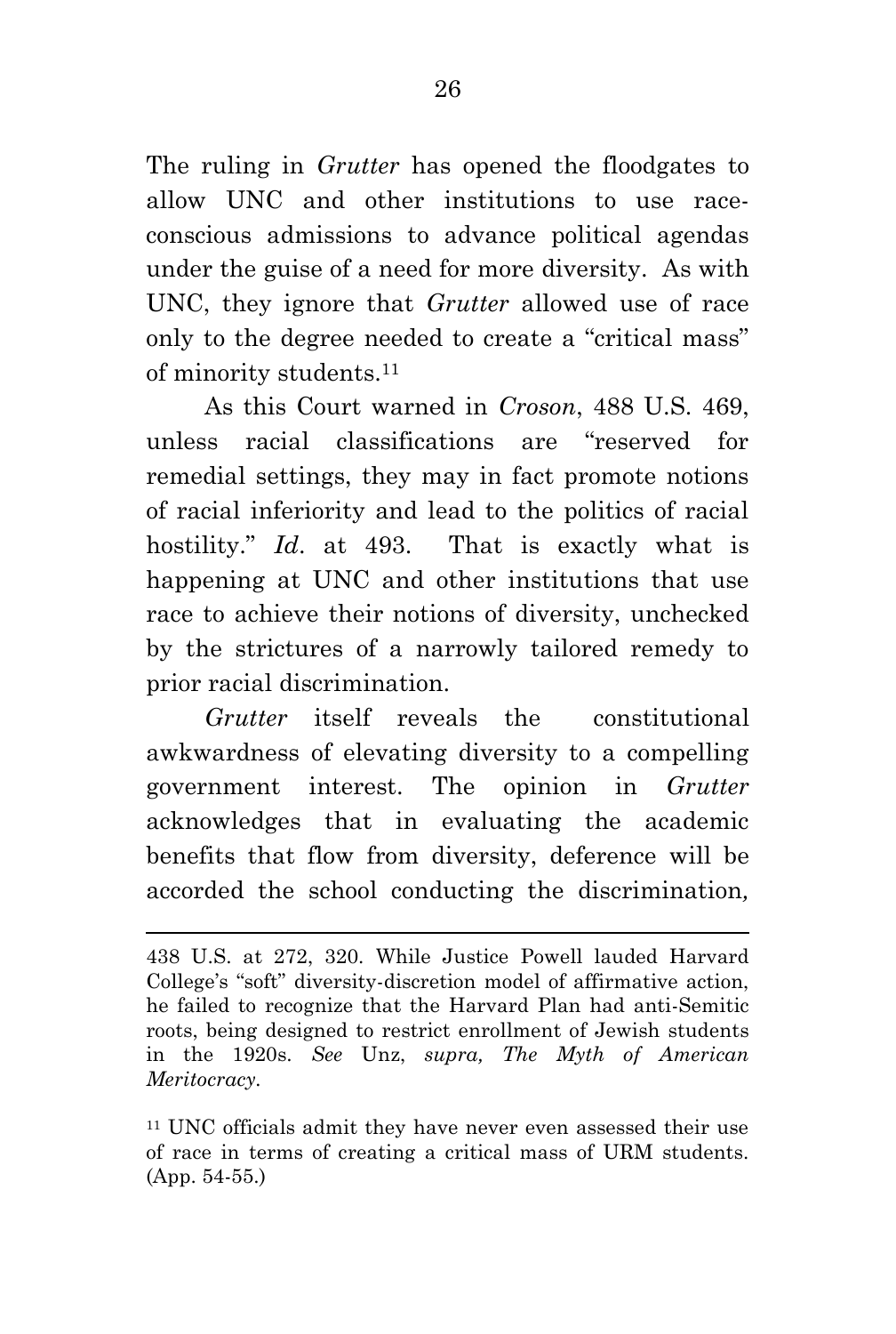The ruling in *Grutter* has opened the floodgates to allow UNC and other institutions to use race-conscious admissions to advance political agendas under the guise of a need for more diversity. As with UNC, they ignore that *Grutter* allowed use of race only to the degree needed to create a "critical mass" of minority students.[11]

As this Court warned in *Croson*, 488 U.S. 469, unless racial classifications are "reserved for remedial settings, they may in fact promote notions of racial inferiority and lead to the politics of racial hostility." *Id*. at 493. That is exactly what is happening at UNC and other institutions that use race to achieve their notions of diversity, unchecked by the strictures of a narrowly tailored remedy to prior racial discrimination.

*Grutter* itself reveals the constitutional awkwardness of elevating diversity to a compelling government interest. The opinion in *Grutter* acknowledges that in evaluating the academic benefits that flow from diversity, deference will be accorded the school conducting the discrimination,

---

438 U.S. at 272, 320. While Justice Powell lauded Harvard College's "soft" diversity-discretion model of affirmative action, he failed to recognize that the Harvard Plan had anti-Semitic roots, being designed to restrict enrollment of Jewish students in the 1920s. *See* Unz, *supra, The Myth of American Meritocracy*.

[11] UNC officials admit they have never even assessed their use of race in terms of creating a critical mass of URM students. (App. 54-55.)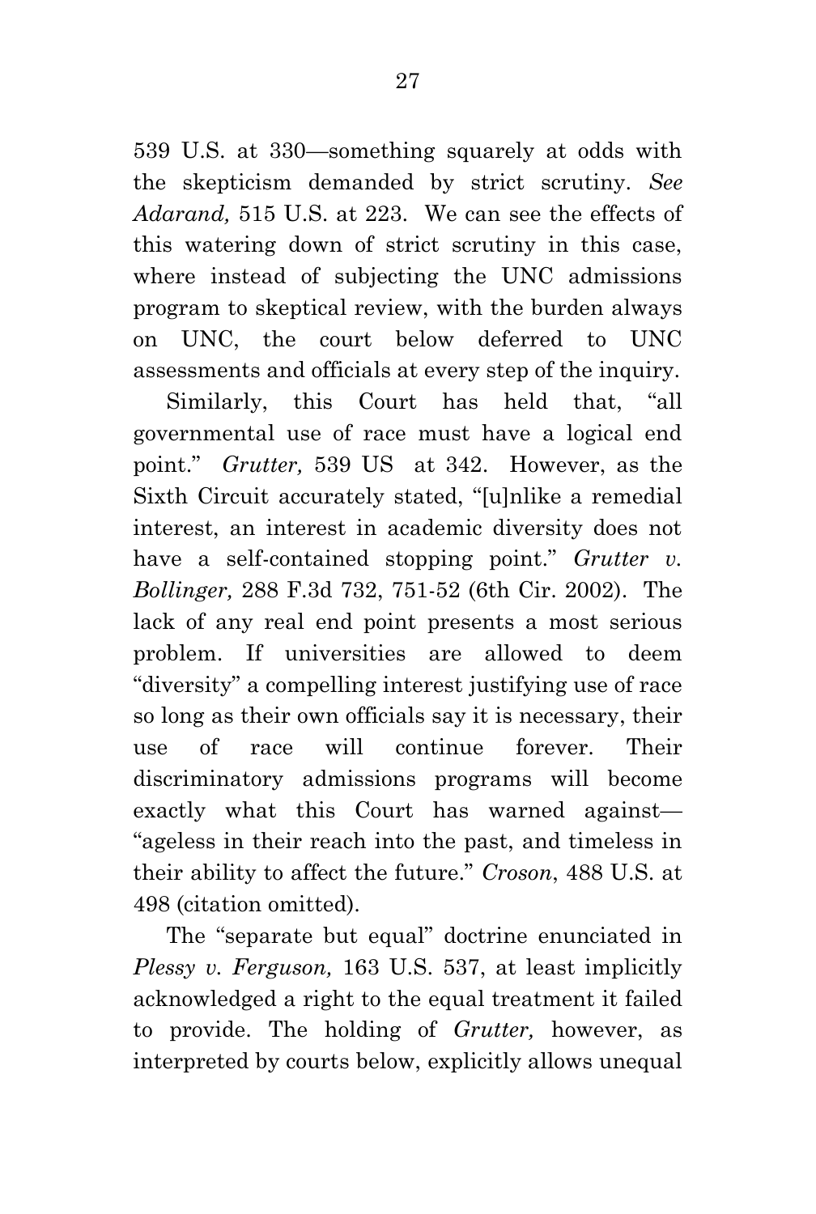539 U.S. at 330—something squarely at odds with the skepticism demanded by strict scrutiny. *See Adarand,* 515 U.S. at 223. We can see the effects of this watering down of strict scrutiny in this case, where instead of subjecting the UNC admissions program to skeptical review, with the burden always on UNC, the court below deferred to UNC assessments and officials at every step of the inquiry.

Similarly, this Court has held that, "all governmental use of race must have a logical end point." *Grutter,* 539 US at 342. However, as the Sixth Circuit accurately stated, "[u]nlike a remedial interest, an interest in academic diversity does not have a self-contained stopping point." *Grutter v. Bollinger,* 288 F.3d 732, 751-52 (6th Cir. 2002). The lack of any real end point presents a most serious problem. If universities are allowed to deem "diversity" a compelling interest justifying use of race so long as their own officials say it is necessary, their use of race will continue forever. Their discriminatory admissions programs will become exactly what this Court has warned against—"ageless in their reach into the past, and timeless in their ability to affect the future." *Croson*, 488 U.S. at 498 (citation omitted).

The "separate but equal" doctrine enunciated in *Plessy v. Ferguson,* 163 U.S. 537, at least implicitly acknowledged a right to the equal treatment it failed to provide. The holding of *Grutter,* however, as interpreted by courts below, explicitly allows unequal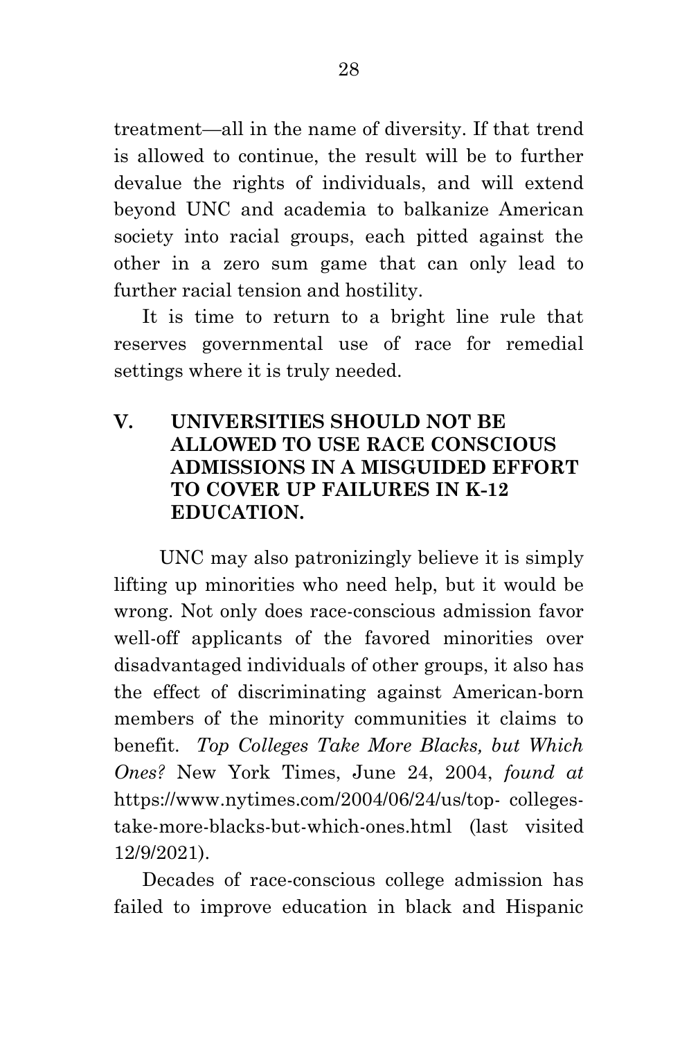treatment—all in the name of diversity. If that trend is allowed to continue, the result will be to further devalue the rights of individuals, and will extend beyond UNC and academia to balkanize American society into racial groups, each pitted against the other in a zero sum game that can only lead to further racial tension and hostility.

It is time to return to a bright line rule that reserves governmental use of race for remedial settings where it is truly needed.

## V. UNIVERSITIES SHOULD NOT BE ALLOWED TO USE RACE CONSCIOUS ADMISSIONS IN A MISGUIDED EFFORT TO COVER UP FAILURES IN K-12 EDUCATION.

UNC may also patronizingly believe it is simply lifting up minorities who need help, but it would be wrong. Not only does race-conscious admission favor well-off applicants of the favored minorities over disadvantaged individuals of other groups, it also has the effect of discriminating against American-born members of the minority communities it claims to benefit. *Top Colleges Take More Blacks, but Which Ones?* New York Times, June 24, 2004, *found at* https://www.nytimes.com/2004/06/24/us/top- colleges-take-more-blacks-but-which-ones.html (last visited 12/9/2021).

Decades of race-conscious college admission has failed to improve education in black and Hispanic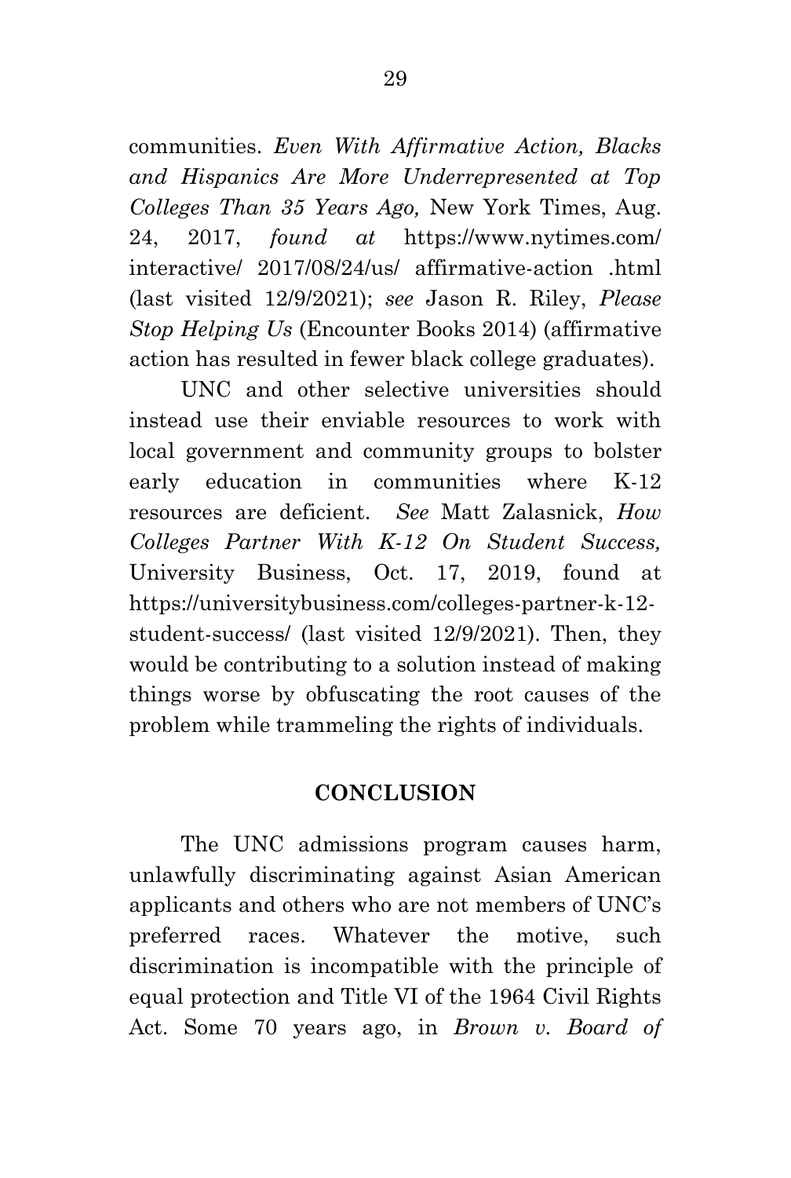communities. *Even With Affirmative Action, Blacks and Hispanics Are More Underrepresented at Top Colleges Than 35 Years Ago,* New York Times, Aug. 24, 2017, *found at* https://www.nytimes.com/interactive/2017/08/24/us/affirmative-action.html (last visited 12/9/2021); *see* Jason R. Riley, *Please Stop Helping Us* (Encounter Books 2014) (affirmative action has resulted in fewer black college graduates).

UNC and other selective universities should instead use their enviable resources to work with local government and community groups to bolster early education in communities where K-12 resources are deficient. *See* Matt Zalasnick, *How Colleges Partner With K-12 On Student Success,* University Business, Oct. 17, 2019, found at https://universitybusiness.com/colleges-partner-k-12-student-success/ (last visited 12/9/2021). Then, they would be contributing to a solution instead of making things worse by obfuscating the root causes of the problem while trammeling the rights of individuals.

## CONCLUSION

The UNC admissions program causes harm, unlawfully discriminating against Asian American applicants and others who are not members of UNC's preferred races. Whatever the motive, such discrimination is incompatible with the principle of equal protection and Title VI of the 1964 Civil Rights Act. Some 70 years ago, in *Brown v. Board of*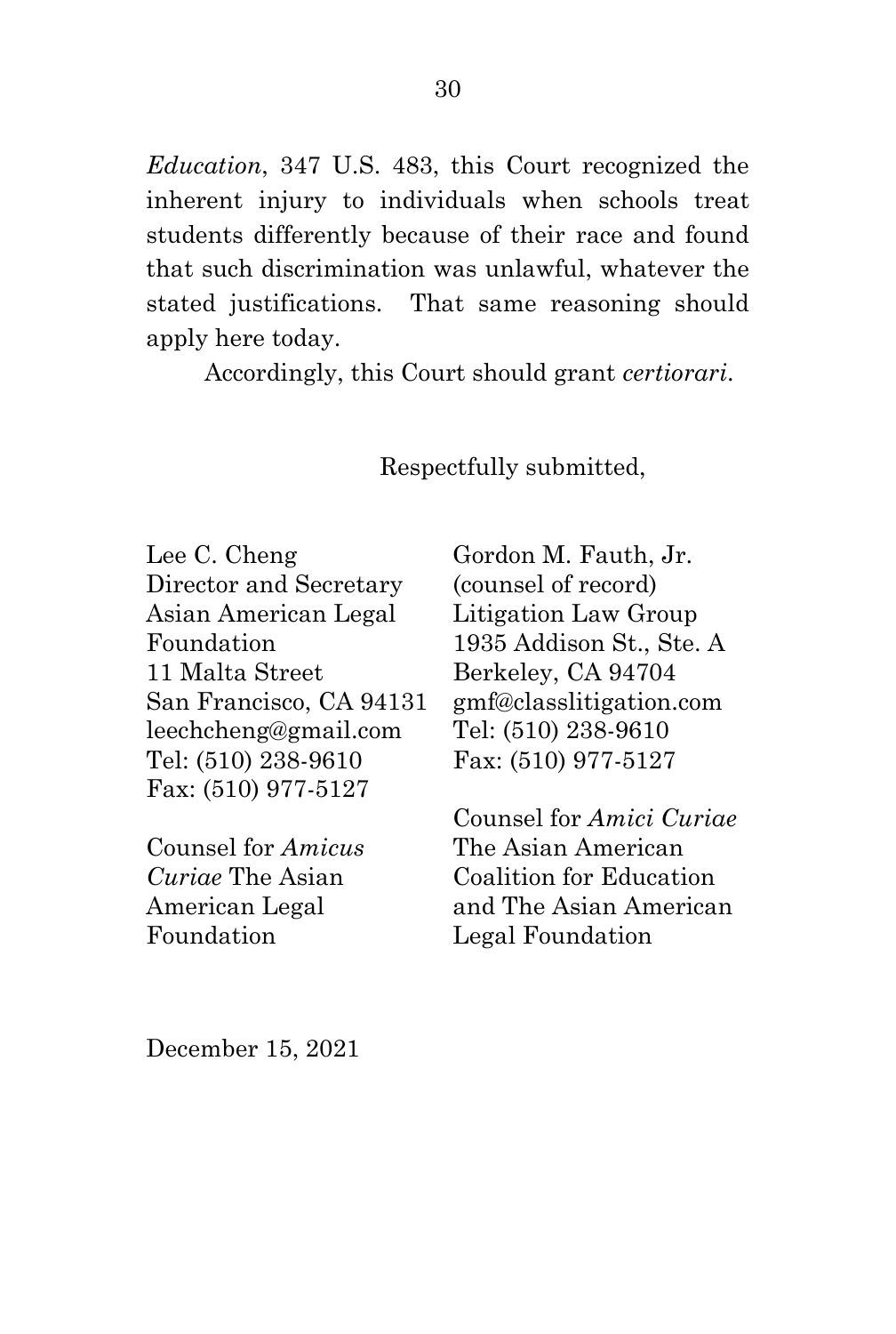*Education*, 347 U.S. 483, this Court recognized the inherent injury to individuals when schools treat students differently because of their race and found that such discrimination was unlawful, whatever the stated justifications. That same reasoning should apply here today.

Accordingly, this Court should grant *certiorari*.

Respectfully submitted,

Lee C. Cheng
Director and Secretary
Asian American Legal Foundation
11 Malta Street
San Francisco, CA 94131
leechcheng@gmail.com
Tel: (510) 238-9610
Fax: (510) 977-5127

Counsel for *Amicus Curiae* The Asian American Legal Foundation

Gordon M. Fauth, Jr.
(counsel of record)
Litigation Law Group
1935 Addison St., Ste. A
Berkeley, CA 94704
gmf@classlitigation.com
Tel: (510) 238-9610
Fax: (510) 977-5127

Counsel for *Amici Curiae* The Asian American Coalition for Education and The Asian American Legal Foundation

December 15, 2021